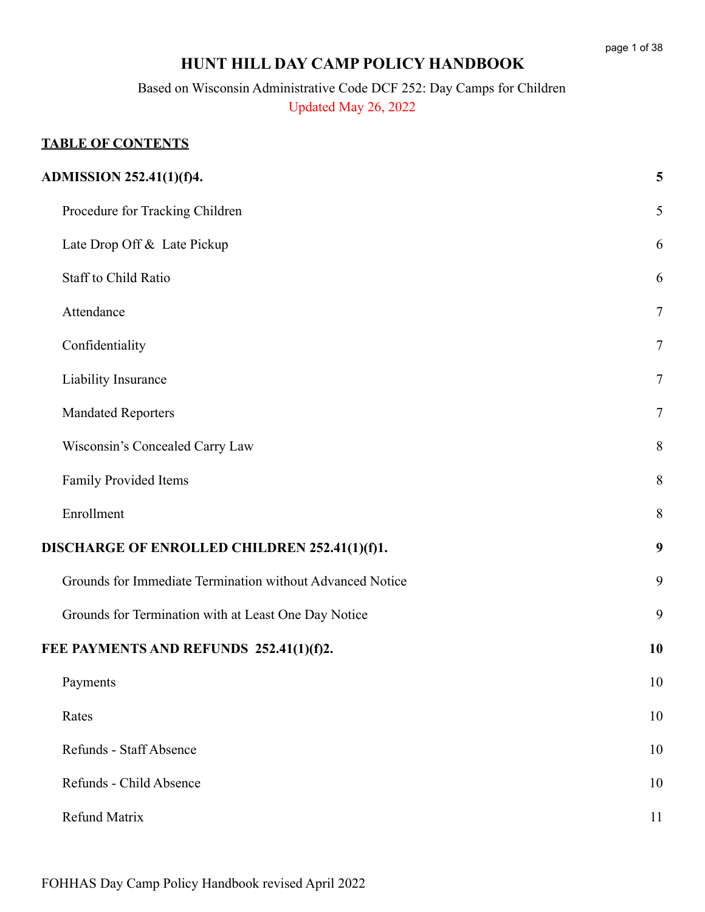# HUNT HILL DAY CAMP POLICY HANDBOOK

Based on Wisconsin Administrative Code DCF 252: Day Camps for Children

Updated May 26, 2022

## TABLE OF CONTENTS

| | |
|---|---|
| **ADMISSION 252.41(1)(f)4.** | **5** |
| Procedure for Tracking Children | 5 |
| Late Drop Off & Late Pickup | 6 |
| Staff to Child Ratio | 6 |
| Attendance | 7 |
| Confidentiality | 7 |
| Liability Insurance | 7 |
| Mandated Reporters | 7 |
| Wisconsin's Concealed Carry Law | 8 |
| Family Provided Items | 8 |
| Enrollment | 8 |
| **DISCHARGE OF ENROLLED CHILDREN 252.41(1)(f)1.** | **9** |
| Grounds for Immediate Termination without Advanced Notice | 9 |
| Grounds for Termination with at Least One Day Notice | 9 |
| **FEE PAYMENTS AND REFUNDS 252.41(1)(f)2.** | **10** |
| Payments | 10 |
| Rates | 10 |
| Refunds - Staff Absence | 10 |
| Refunds - Child Absence | 10 |
| Refund Matrix | 11 |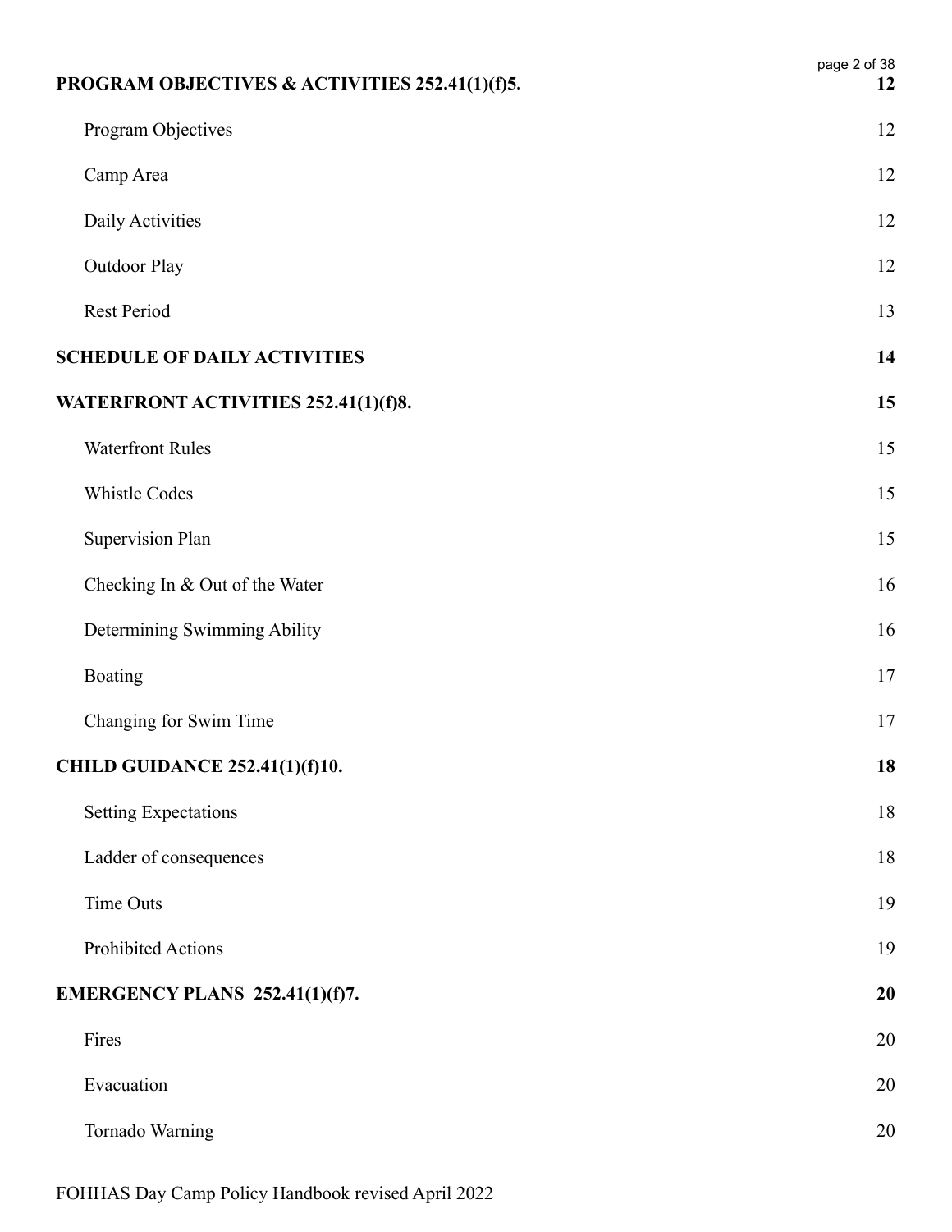| | |
|---|---|
| **PROGRAM OBJECTIVES & ACTIVITIES 252.41(1)(f)5.** | **12** |
| Program Objectives | 12 |
| Camp Area | 12 |
| Daily Activities | 12 |
| Outdoor Play | 12 |
| Rest Period | 13 |
| **SCHEDULE OF DAILY ACTIVITIES** | **14** |
| **WATERFRONT ACTIVITIES 252.41(1)(f)8.** | **15** |
| Waterfront Rules | 15 |
| Whistle Codes | 15 |
| Supervision Plan | 15 |
| Checking In & Out of the Water | 16 |
| Determining Swimming Ability | 16 |
| Boating | 17 |
| Changing for Swim Time | 17 |
| **CHILD GUIDANCE 252.41(1)(f)10.** | **18** |
| Setting Expectations | 18 |
| Ladder of consequences | 18 |
| Time Outs | 19 |
| Prohibited Actions | 19 |
| **EMERGENCY PLANS 252.41(1)(f)7.** | **20** |
| Fires | 20 |
| Evacuation | 20 |
| Tornado Warning | 20 |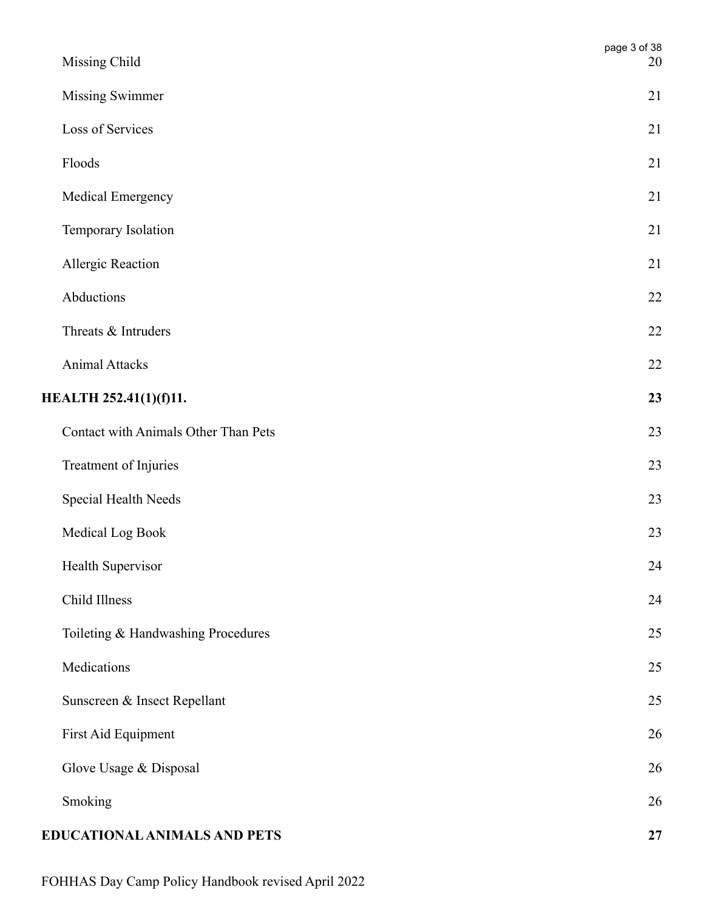| | |
|---|---|
| Missing Child | 20 |
| Missing Swimmer | 21 |
| Loss of Services | 21 |
| Floods | 21 |
| Medical Emergency | 21 |
| Temporary Isolation | 21 |
| Allergic Reaction | 21 |
| Abductions | 22 |
| Threats & Intruders | 22 |
| Animal Attacks | 22 |
| **HEALTH 252.41(1)(f)11.** | **23** |
| Contact with Animals Other Than Pets | 23 |
| Treatment of Injuries | 23 |
| Special Health Needs | 23 |
| Medical Log Book | 23 |
| Health Supervisor | 24 |
| Child Illness | 24 |
| Toileting & Handwashing Procedures | 25 |
| Medications | 25 |
| Sunscreen & Insect Repellant | 25 |
| First Aid Equipment | 26 |
| Glove Usage & Disposal | 26 |
| Smoking | 26 |
| **EDUCATIONAL ANIMALS AND PETS** | **27** |

FOHHAS Day Camp Policy Handbook revised April 2022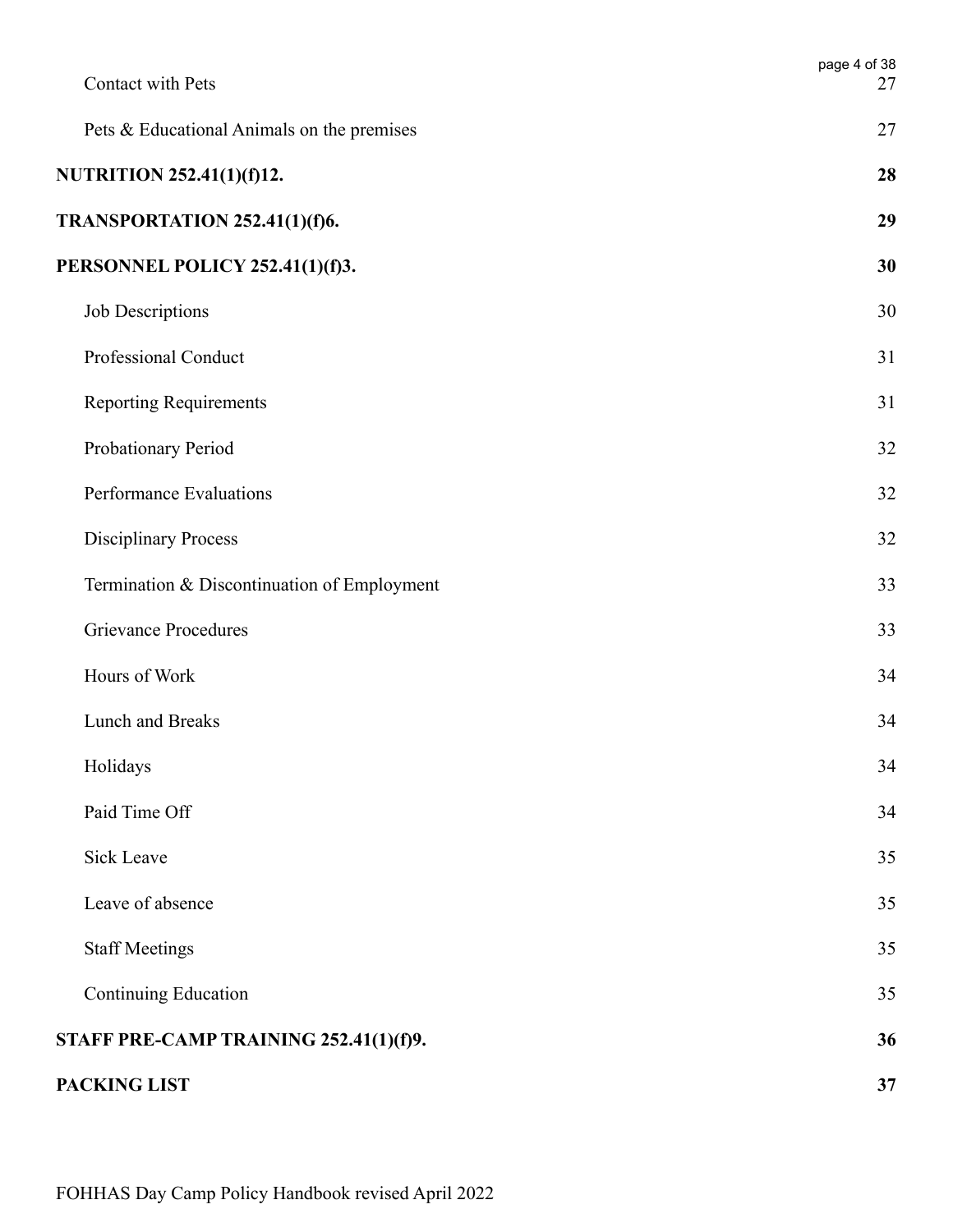Contact with Pets 27

Pets & Educational Animals on the premises 27

**NUTRITION 252.41(1)(f)12. 28**

**TRANSPORTATION 252.41(1)(f)6. 29**

**PERSONNEL POLICY 252.41(1)(f)3. 30**

Job Descriptions 30

Professional Conduct 31

Reporting Requirements 31

Probationary Period 32

Performance Evaluations 32

Disciplinary Process 32

Termination & Discontinuation of Employment 33

Grievance Procedures 33

Hours of Work 34

Lunch and Breaks 34

Holidays 34

Paid Time Off 34

Sick Leave 35

Leave of absence 35

Staff Meetings 35

Continuing Education 35

**STAFF PRE-CAMP TRAINING 252.41(1)(f)9. 36**

**PACKING LIST 37**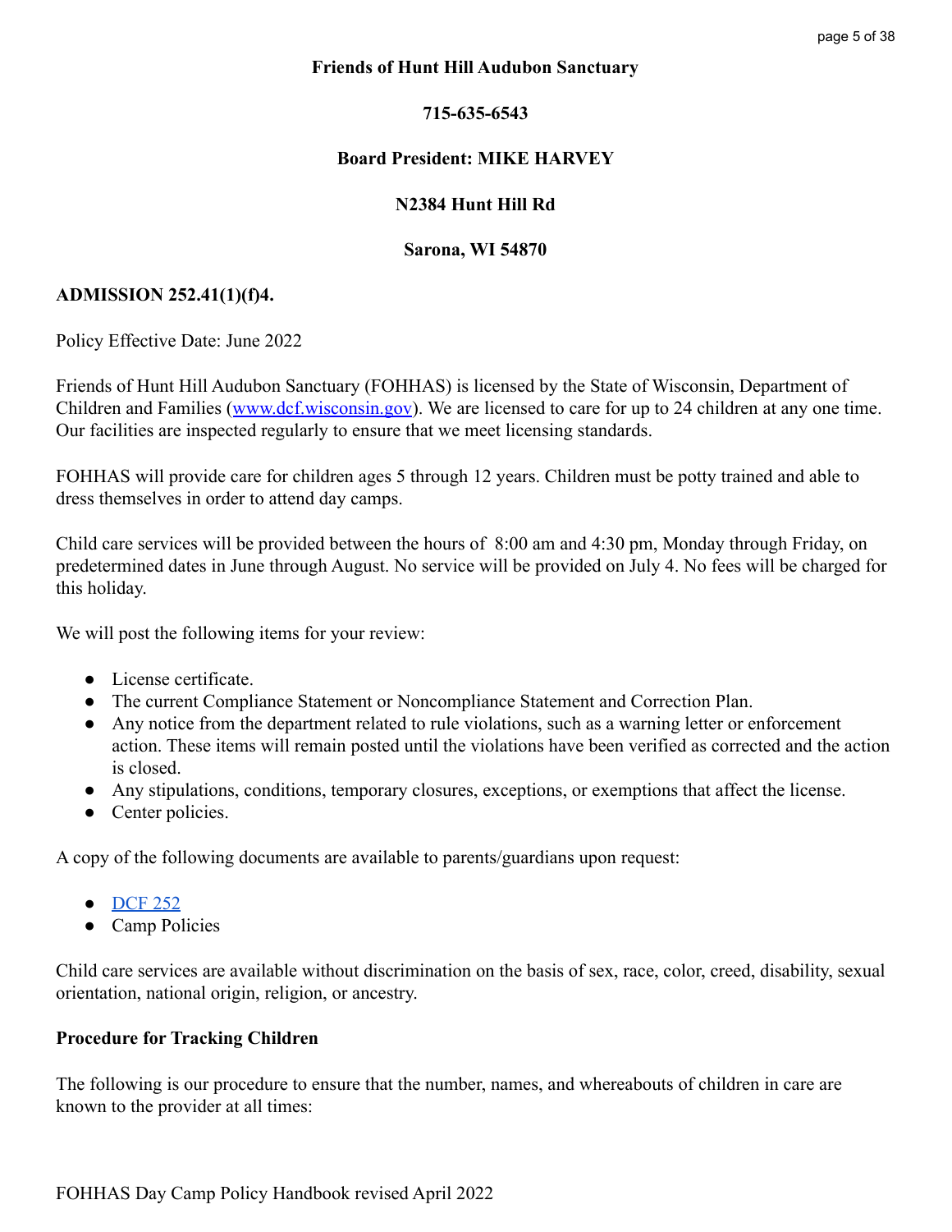**Friends of Hunt Hill Audubon Sanctuary**

**715-635-6543**

**Board President: MIKE HARVEY**

**N2384 Hunt Hill Rd**

**Sarona, WI 54870**

**ADMISSION 252.41(1)(f)4.**

Policy Effective Date: June 2022

Friends of Hunt Hill Audubon Sanctuary (FOHHAS) is licensed by the State of Wisconsin, Department of Children and Families ([www.dcf.wisconsin.gov](www.dcf.wisconsin.gov)). We are licensed to care for up to 24 children at any one time. Our facilities are inspected regularly to ensure that we meet licensing standards.

FOHHAS will provide care for children ages 5 through 12 years. Children must be potty trained and able to dress themselves in order to attend day camps.

Child care services will be provided between the hours of 8:00 am and 4:30 pm, Monday through Friday, on predetermined dates in June through August. No service will be provided on July 4. No fees will be charged for this holiday.

We will post the following items for your review:

- License certificate.
- The current Compliance Statement or Noncompliance Statement and Correction Plan.
- Any notice from the department related to rule violations, such as a warning letter or enforcement action. These items will remain posted until the violations have been verified as corrected and the action is closed.
- Any stipulations, conditions, temporary closures, exceptions, or exemptions that affect the license.
- Center policies.

A copy of the following documents are available to parents/guardians upon request:

- DCF 252
- Camp Policies

Child care services are available without discrimination on the basis of sex, race, color, creed, disability, sexual orientation, national origin, religion, or ancestry.

**Procedure for Tracking Children**

The following is our procedure to ensure that the number, names, and whereabouts of children in care are known to the provider at all times: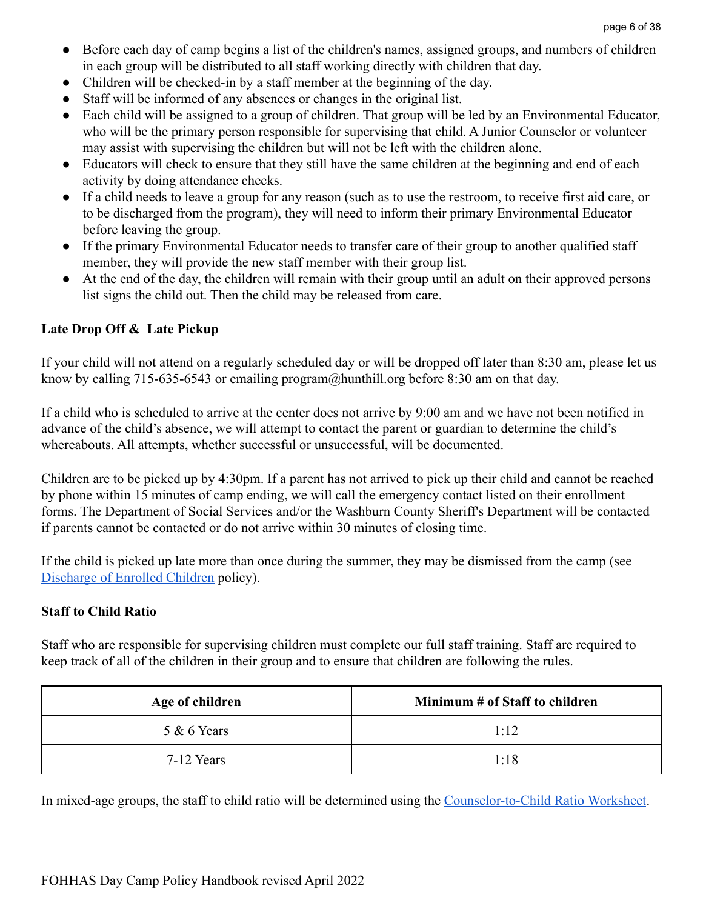- Before each day of camp begins a list of the children's names, assigned groups, and numbers of children in each group will be distributed to all staff working directly with children that day.
- Children will be checked-in by a staff member at the beginning of the day.
- Staff will be informed of any absences or changes in the original list.
- Each child will be assigned to a group of children. That group will be led by an Environmental Educator, who will be the primary person responsible for supervising that child. A Junior Counselor or volunteer may assist with supervising the children but will not be left with the children alone.
- Educators will check to ensure that they still have the same children at the beginning and end of each activity by doing attendance checks.
- If a child needs to leave a group for any reason (such as to use the restroom, to receive first aid care, or to be discharged from the program), they will need to inform their primary Environmental Educator before leaving the group.
- If the primary Environmental Educator needs to transfer care of their group to another qualified staff member, they will provide the new staff member with their group list.
- At the end of the day, the children will remain with their group until an adult on their approved persons list signs the child out. Then the child may be released from care.

**Late Drop Off & Late Pickup**

If your child will not attend on a regularly scheduled day or will be dropped off later than 8:30 am, please let us know by calling 715-635-6543 or emailing program@hunthill.org before 8:30 am on that day.

If a child who is scheduled to arrive at the center does not arrive by 9:00 am and we have not been notified in advance of the child's absence, we will attempt to contact the parent or guardian to determine the child's whereabouts. All attempts, whether successful or unsuccessful, will be documented.

Children are to be picked up by 4:30pm. If a parent has not arrived to pick up their child and cannot be reached by phone within 15 minutes of camp ending, we will call the emergency contact listed on their enrollment forms. The Department of Social Services and/or the Washburn County Sheriff's Department will be contacted if parents cannot be contacted or do not arrive within 30 minutes of closing time.

If the child is picked up late more than once during the summer, they may be dismissed from the camp (see Discharge of Enrolled Children policy).

**Staff to Child Ratio**

Staff who are responsible for supervising children must complete our full staff training. Staff are required to keep track of all of the children in their group and to ensure that children are following the rules.

| Age of children | Minimum # of Staff to children |
| --- | --- |
| 5 & 6 Years | 1:12 |
| 7-12 Years | 1:18 |

In mixed-age groups, the staff to child ratio will be determined using the Counselor-to-Child Ratio Worksheet.

FOHHAS Day Camp Policy Handbook revised April 2022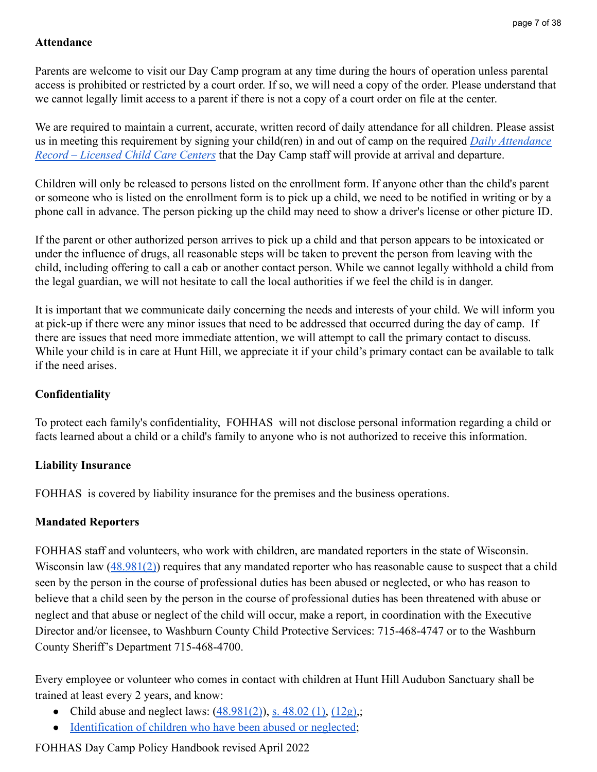**Attendance**

Parents are welcome to visit our Day Camp program at any time during the hours of operation unless parental access is prohibited or restricted by a court order. If so, we will need a copy of the order. Please understand that we cannot legally limit access to a parent if there is not a copy of a court order on file at the center.

We are required to maintain a current, accurate, written record of daily attendance for all children. Please assist us in meeting this requirement by signing your child(ren) in and out of camp on the required *Daily Attendance Record – Licensed Child Care Centers* that the Day Camp staff will provide at arrival and departure.

Children will only be released to persons listed on the enrollment form. If anyone other than the child's parent or someone who is listed on the enrollment form is to pick up a child, we need to be notified in writing or by a phone call in advance. The person picking up the child may need to show a driver's license or other picture ID.

If the parent or other authorized person arrives to pick up a child and that person appears to be intoxicated or under the influence of drugs, all reasonable steps will be taken to prevent the person from leaving with the child, including offering to call a cab or another contact person. While we cannot legally withhold a child from the legal guardian, we will not hesitate to call the local authorities if we feel the child is in danger.

It is important that we communicate daily concerning the needs and interests of your child. We will inform you at pick-up if there were any minor issues that need to be addressed that occurred during the day of camp. If there are issues that need more immediate attention, we will attempt to call the primary contact to discuss. While your child is in care at Hunt Hill, we appreciate it if your child's primary contact can be available to talk if the need arises.

**Confidentiality**

To protect each family's confidentiality, FOHHAS will not disclose personal information regarding a child or facts learned about a child or a child's family to anyone who is not authorized to receive this information.

**Liability Insurance**

FOHHAS is covered by liability insurance for the premises and the business operations.

**Mandated Reporters**

FOHHAS staff and volunteers, who work with children, are mandated reporters in the state of Wisconsin. Wisconsin law (48.981(2)) requires that any mandated reporter who has reasonable cause to suspect that a child seen by the person in the course of professional duties has been abused or neglected, or who has reason to believe that a child seen by the person in the course of professional duties has been threatened with abuse or neglect and that abuse or neglect of the child will occur, make a report, in coordination with the Executive Director and/or licensee, to Washburn County Child Protective Services: 715-468-4747 or to the Washburn County Sheriff's Department 715-468-4700.

Every employee or volunteer who comes in contact with children at Hunt Hill Audubon Sanctuary shall be trained at least every 2 years, and know:

- Child abuse and neglect laws: (48.981(2)), s. 48.02 (1), (12g),;
- Identification of children who have been abused or neglected;

FOHHAS Day Camp Policy Handbook revised April 2022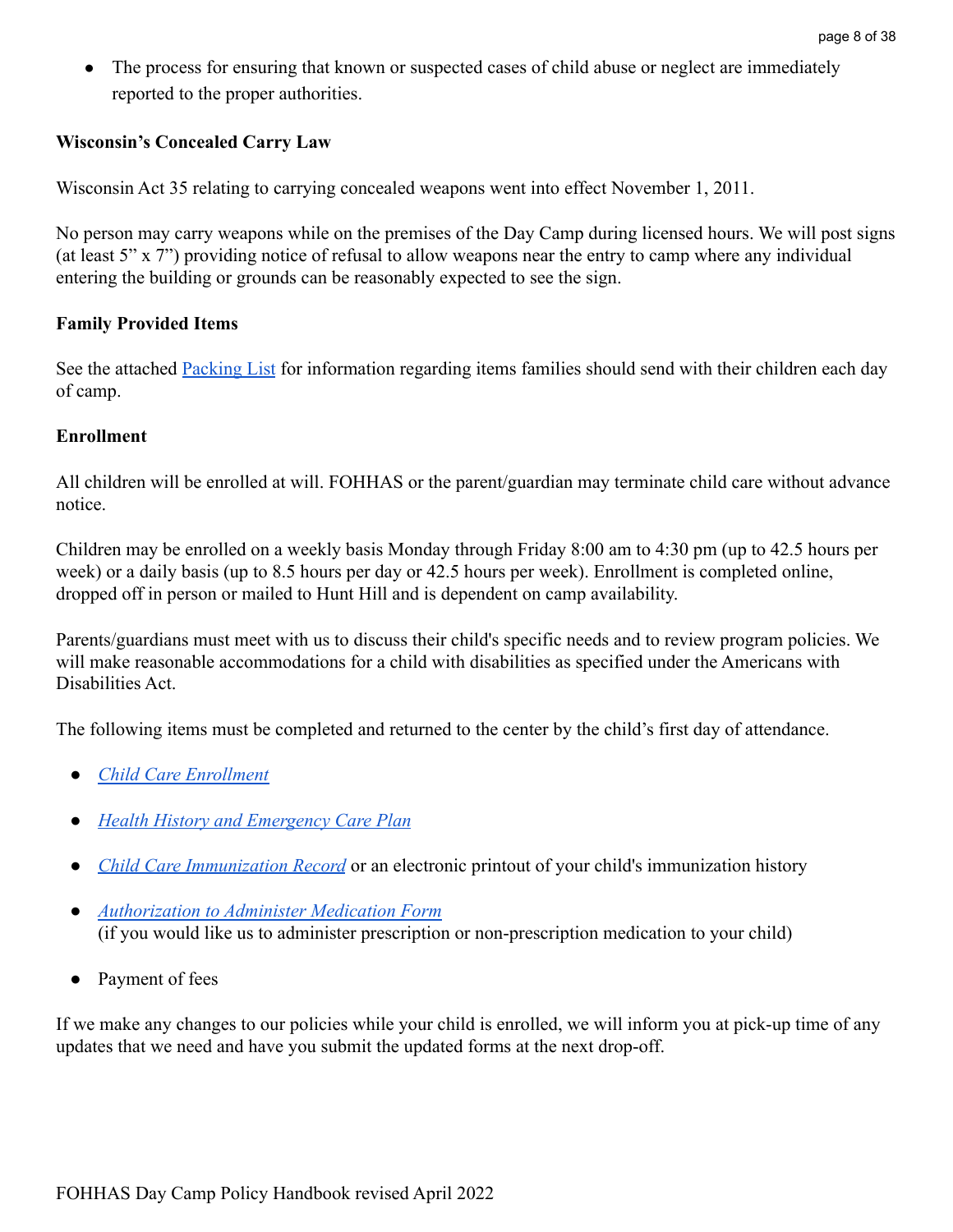- The process for ensuring that known or suspected cases of child abuse or neglect are immediately reported to the proper authorities.

**Wisconsin's Concealed Carry Law**

Wisconsin Act 35 relating to carrying concealed weapons went into effect November 1, 2011.

No person may carry weapons while on the premises of the Day Camp during licensed hours. We will post signs (at least 5" x 7") providing notice of refusal to allow weapons near the entry to camp where any individual entering the building or grounds can be reasonably expected to see the sign.

**Family Provided Items**

See the attached Packing List for information regarding items families should send with their children each day of camp.

**Enrollment**

All children will be enrolled at will. FOHHAS or the parent/guardian may terminate child care without advance notice.

Children may be enrolled on a weekly basis Monday through Friday 8:00 am to 4:30 pm (up to 42.5 hours per week) or a daily basis (up to 8.5 hours per day or 42.5 hours per week). Enrollment is completed online, dropped off in person or mailed to Hunt Hill and is dependent on camp availability.

Parents/guardians must meet with us to discuss their child's specific needs and to review program policies. We will make reasonable accommodations for a child with disabilities as specified under the Americans with Disabilities Act.

The following items must be completed and returned to the center by the child's first day of attendance.

- *Child Care Enrollment*
- *Health History and Emergency Care Plan*
- *Child Care Immunization Record* or an electronic printout of your child's immunization history
- *Authorization to Administer Medication Form*
  (if you would like us to administer prescription or non-prescription medication to your child)
- Payment of fees

If we make any changes to our policies while your child is enrolled, we will inform you at pick-up time of any updates that we need and have you submit the updated forms at the next drop-off.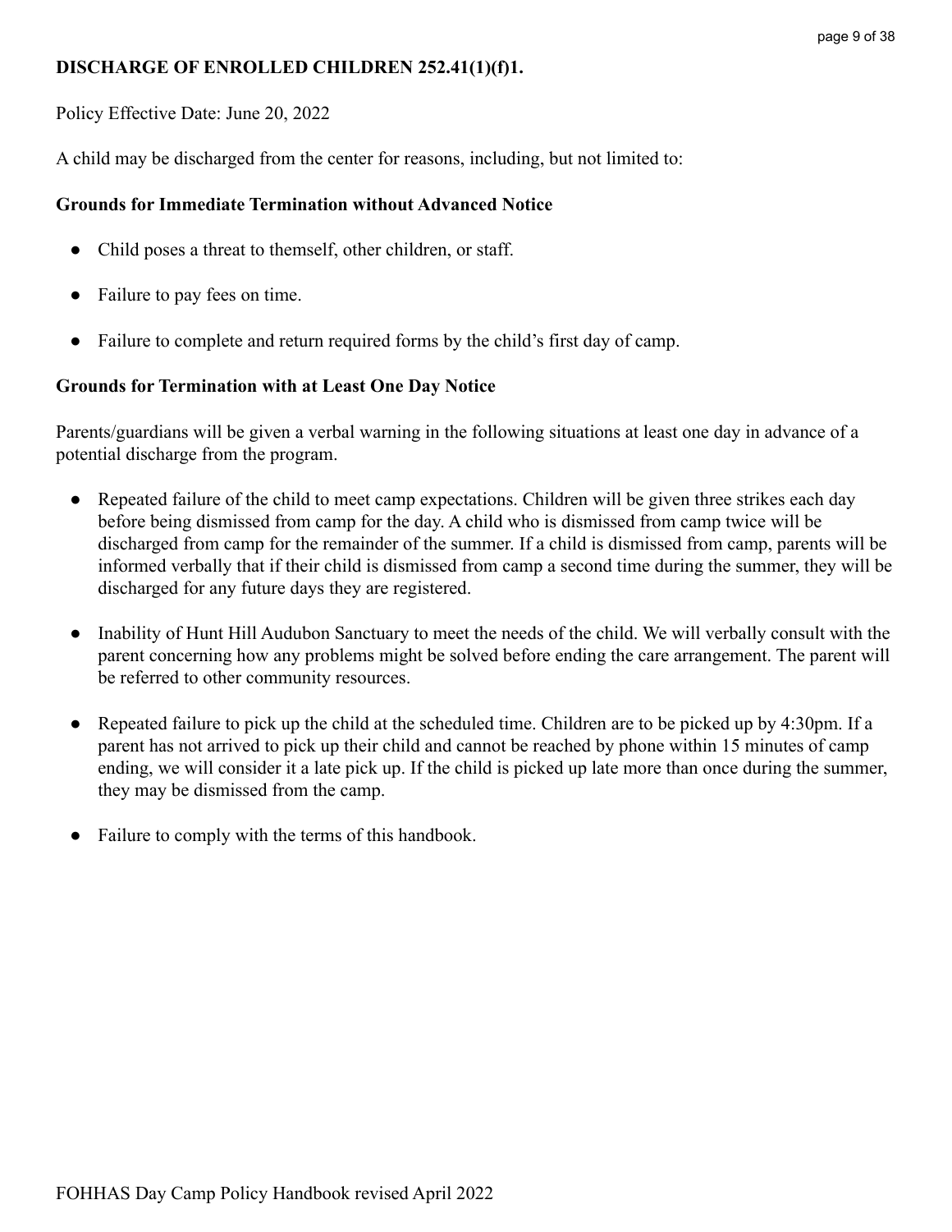## DISCHARGE OF ENROLLED CHILDREN 252.41(1)(f)1.

Policy Effective Date: June 20, 2022

A child may be discharged from the center for reasons, including, but not limited to:

### Grounds for Immediate Termination without Advanced Notice

- Child poses a threat to themself, other children, or staff.
- Failure to pay fees on time.
- Failure to complete and return required forms by the child's first day of camp.

### Grounds for Termination with at Least One Day Notice

Parents/guardians will be given a verbal warning in the following situations at least one day in advance of a potential discharge from the program.

- Repeated failure of the child to meet camp expectations. Children will be given three strikes each day before being dismissed from camp for the day. A child who is dismissed from camp twice will be discharged from camp for the remainder of the summer. If a child is dismissed from camp, parents will be informed verbally that if their child is dismissed from camp a second time during the summer, they will be discharged for any future days they are registered.
- Inability of Hunt Hill Audubon Sanctuary to meet the needs of the child. We will verbally consult with the parent concerning how any problems might be solved before ending the care arrangement. The parent will be referred to other community resources.
- Repeated failure to pick up the child at the scheduled time. Children are to be picked up by 4:30pm. If a parent has not arrived to pick up their child and cannot be reached by phone within 15 minutes of camp ending, we will consider it a late pick up. If the child is picked up late more than once during the summer, they may be dismissed from the camp.
- Failure to comply with the terms of this handbook.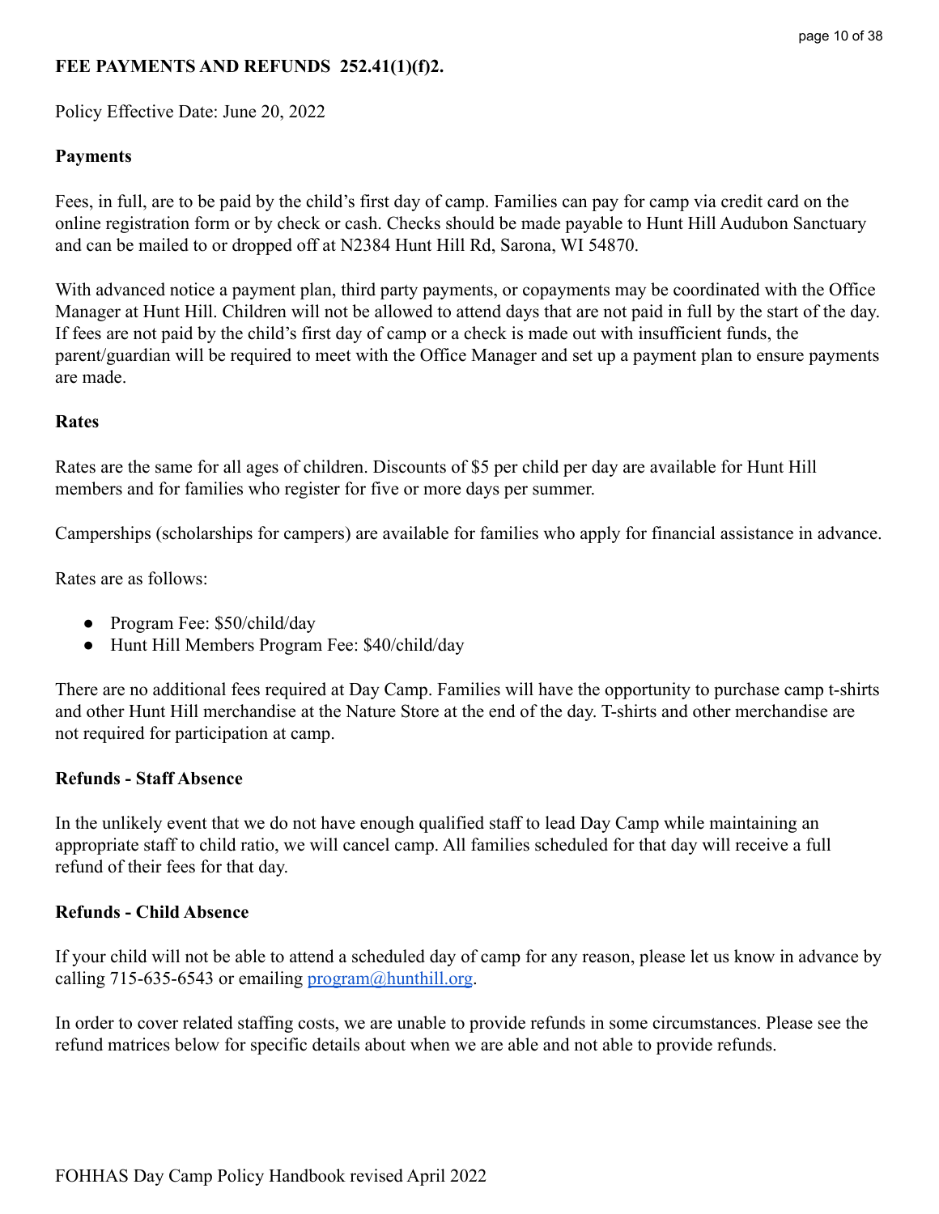## FEE PAYMENTS AND REFUNDS 252.41(1)(f)2.

Policy Effective Date: June 20, 2022

### Payments

Fees, in full, are to be paid by the child's first day of camp. Families can pay for camp via credit card on the online registration form or by check or cash. Checks should be made payable to Hunt Hill Audubon Sanctuary and can be mailed to or dropped off at N2384 Hunt Hill Rd, Sarona, WI 54870.

With advanced notice a payment plan, third party payments, or copayments may be coordinated with the Office Manager at Hunt Hill. Children will not be allowed to attend days that are not paid in full by the start of the day. If fees are not paid by the child's first day of camp or a check is made out with insufficient funds, the parent/guardian will be required to meet with the Office Manager and set up a payment plan to ensure payments are made.

### Rates

Rates are the same for all ages of children. Discounts of $5 per child per day are available for Hunt Hill members and for families who register for five or more days per summer.

Camperships (scholarships for campers) are available for families who apply for financial assistance in advance.

Rates are as follows:

- Program Fee: $50/child/day
- Hunt Hill Members Program Fee: $40/child/day

There are no additional fees required at Day Camp. Families will have the opportunity to purchase camp t-shirts and other Hunt Hill merchandise at the Nature Store at the end of the day. T-shirts and other merchandise are not required for participation at camp.

### Refunds - Staff Absence

In the unlikely event that we do not have enough qualified staff to lead Day Camp while maintaining an appropriate staff to child ratio, we will cancel camp. All families scheduled for that day will receive a full refund of their fees for that day.

### Refunds - Child Absence

If your child will not be able to attend a scheduled day of camp for any reason, please let us know in advance by calling 715-635-6543 or emailing program@hunthill.org.

In order to cover related staffing costs, we are unable to provide refunds in some circumstances. Please see the refund matrices below for specific details about when we are able and not able to provide refunds.

FOHHAS Day Camp Policy Handbook revised April 2022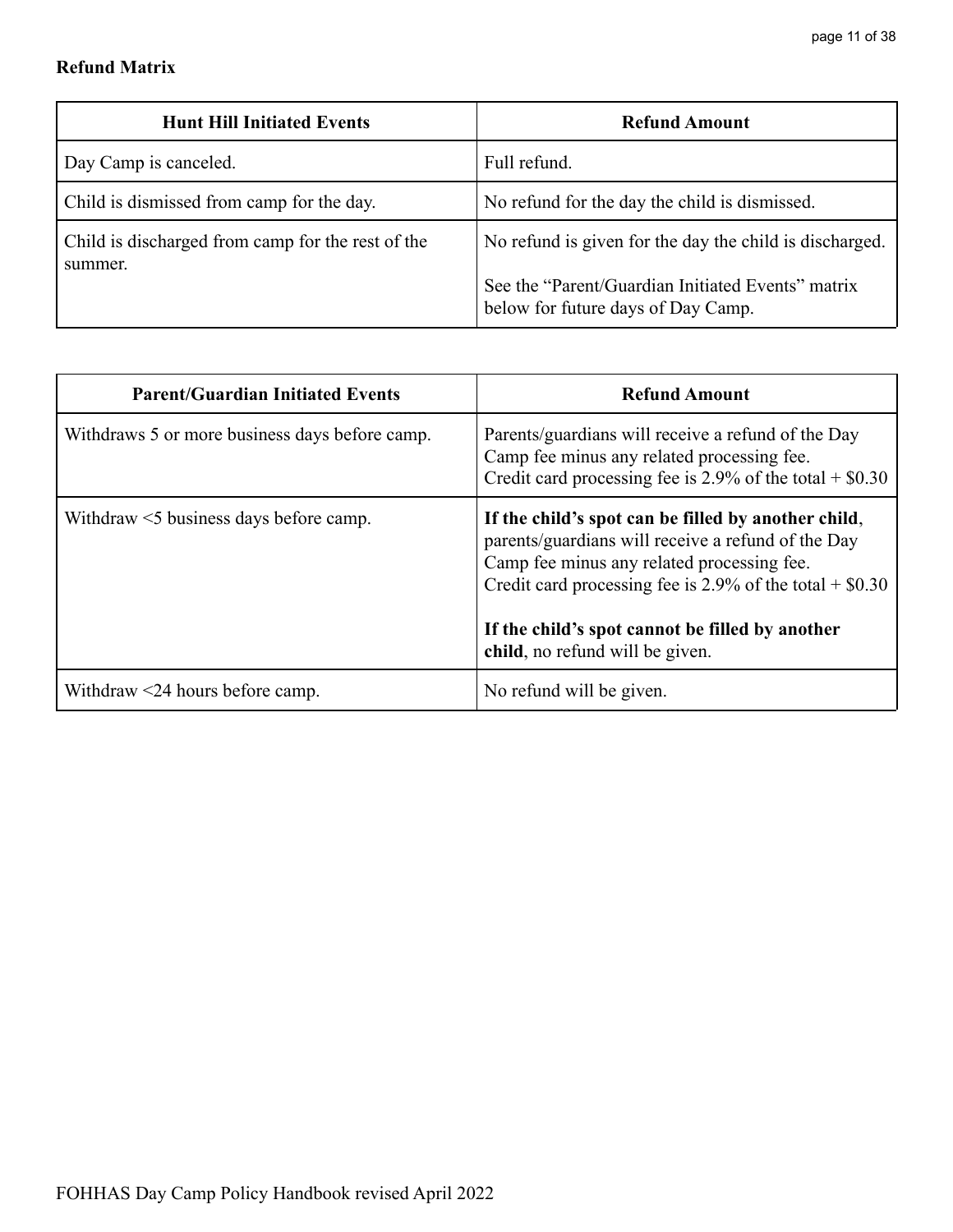**Refund Matrix**

| Hunt Hill Initiated Events | Refund Amount |
| --- | --- |
| Day Camp is canceled. | Full refund. |
| Child is dismissed from camp for the day. | No refund for the day the child is dismissed. |
| Child is discharged from camp for the rest of the summer. | No refund is given for the day the child is discharged.<br><br>See the "Parent/Guardian Initiated Events" matrix below for future days of Day Camp. |

| Parent/Guardian Initiated Events | Refund Amount |
| --- | --- |
| Withdraws 5 or more business days before camp. | Parents/guardians will receive a refund of the Day Camp fee minus any related processing fee.<br>Credit card processing fee is 2.9% of the total + $0.30 |
| Withdraw <5 business days before camp. | **If the child's spot can be filled by another child**, parents/guardians will receive a refund of the Day Camp fee minus any related processing fee.<br>Credit card processing fee is 2.9% of the total + $0.30<br><br>**If the child's spot cannot be filled by another child**, no refund will be given. |
| Withdraw <24 hours before camp. | No refund will be given. |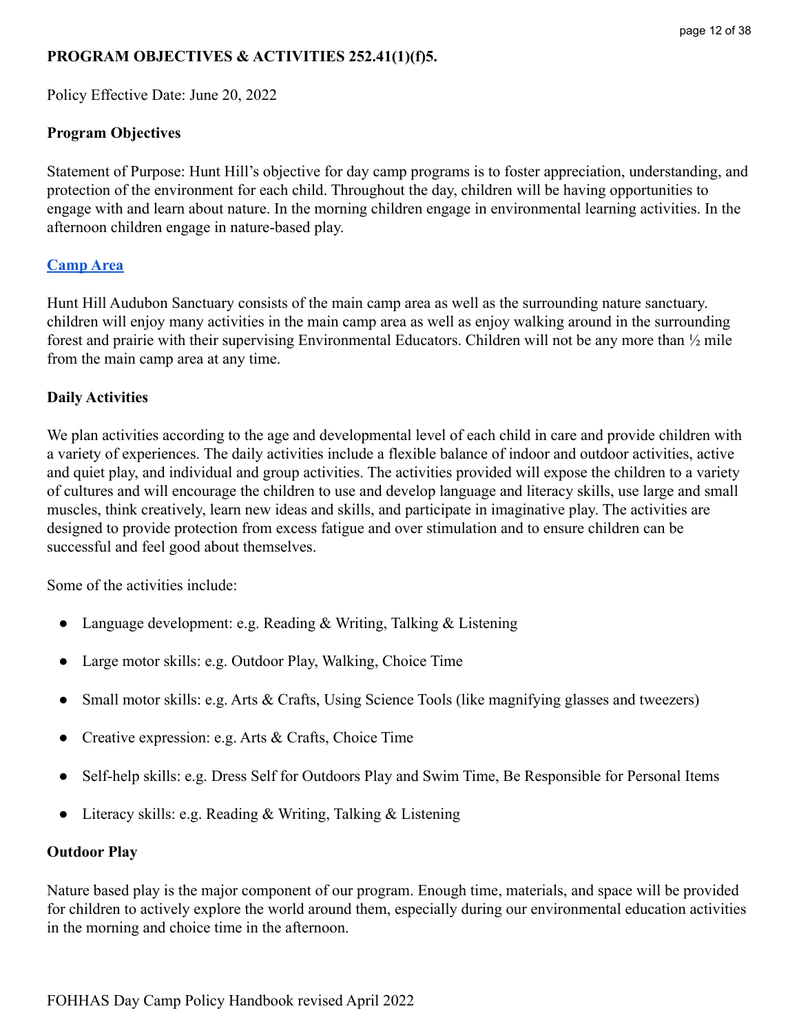**PROGRAM OBJECTIVES & ACTIVITIES 252.41(1)(f)5.**

Policy Effective Date: June 20, 2022

**Program Objectives**

Statement of Purpose: Hunt Hill's objective for day camp programs is to foster appreciation, understanding, and protection of the environment for each child. Throughout the day, children will be having opportunities to engage with and learn about nature. In the morning children engage in environmental learning activities. In the afternoon children engage in nature-based play.

**Camp Area**

Hunt Hill Audubon Sanctuary consists of the main camp area as well as the surrounding nature sanctuary. children will enjoy many activities in the main camp area as well as enjoy walking around in the surrounding forest and prairie with their supervising Environmental Educators. Children will not be any more than ½ mile from the main camp area at any time.

**Daily Activities**

We plan activities according to the age and developmental level of each child in care and provide children with a variety of experiences. The daily activities include a flexible balance of indoor and outdoor activities, active and quiet play, and individual and group activities. The activities provided will expose the children to a variety of cultures and will encourage the children to use and develop language and literacy skills, use large and small muscles, think creatively, learn new ideas and skills, and participate in imaginative play. The activities are designed to provide protection from excess fatigue and over stimulation and to ensure children can be successful and feel good about themselves.

Some of the activities include:

- Language development: e.g. Reading & Writing, Talking & Listening
- Large motor skills: e.g. Outdoor Play, Walking, Choice Time
- Small motor skills: e.g. Arts & Crafts, Using Science Tools (like magnifying glasses and tweezers)
- Creative expression: e.g. Arts & Crafts, Choice Time
- Self-help skills: e.g. Dress Self for Outdoors Play and Swim Time, Be Responsible for Personal Items
- Literacy skills: e.g. Reading & Writing, Talking & Listening

**Outdoor Play**

Nature based play is the major component of our program. Enough time, materials, and space will be provided for children to actively explore the world around them, especially during our environmental education activities in the morning and choice time in the afternoon.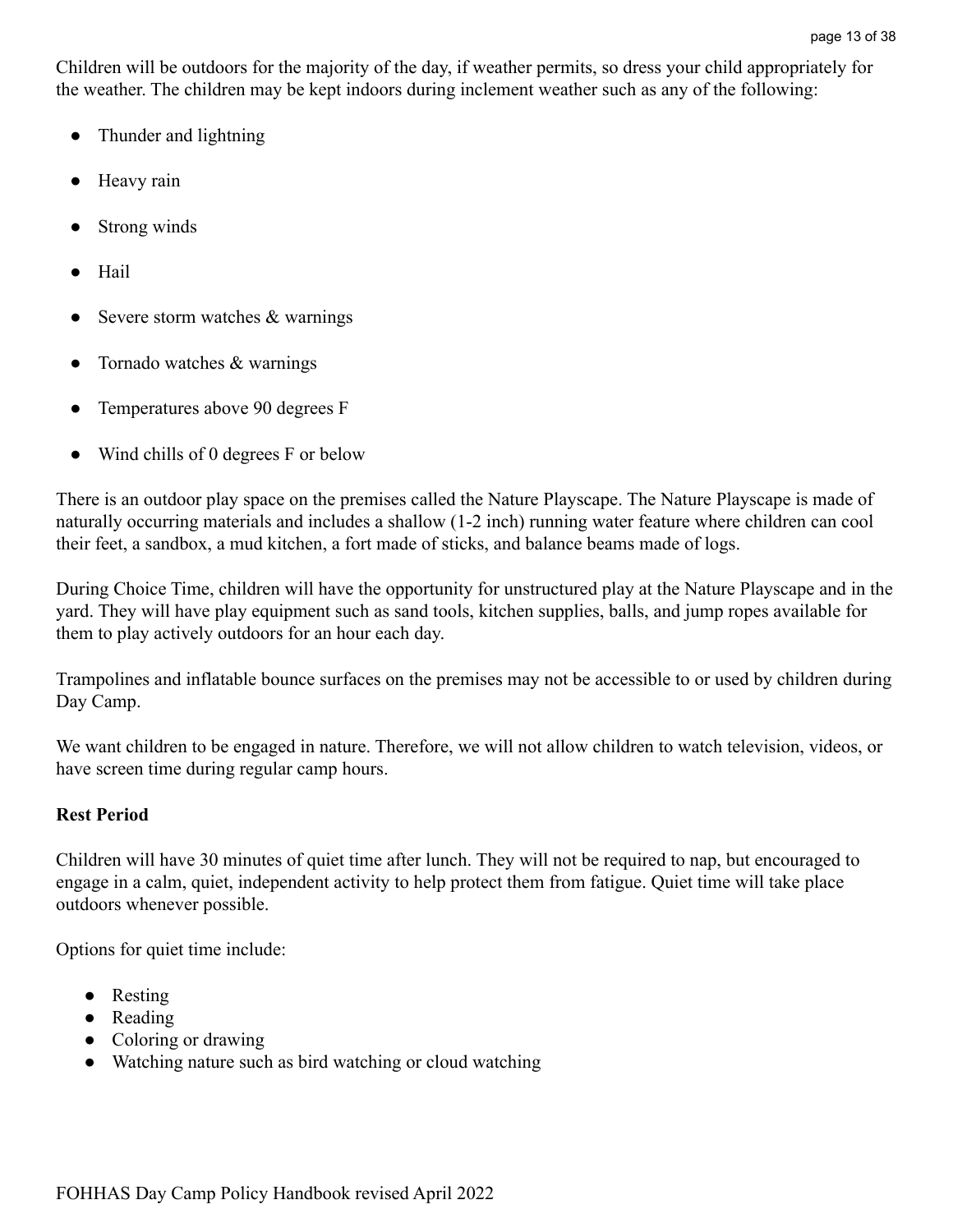Children will be outdoors for the majority of the day, if weather permits, so dress your child appropriately for the weather. The children may be kept indoors during inclement weather such as any of the following:

- Thunder and lightning
- Heavy rain
- Strong winds
- Hail
- Severe storm watches & warnings
- Tornado watches & warnings
- Temperatures above 90 degrees F
- Wind chills of 0 degrees F or below

There is an outdoor play space on the premises called the Nature Playscape. The Nature Playscape is made of naturally occurring materials and includes a shallow (1-2 inch) running water feature where children can cool their feet, a sandbox, a mud kitchen, a fort made of sticks, and balance beams made of logs.

During Choice Time, children will have the opportunity for unstructured play at the Nature Playscape and in the yard. They will have play equipment such as sand tools, kitchen supplies, balls, and jump ropes available for them to play actively outdoors for an hour each day.

Trampolines and inflatable bounce surfaces on the premises may not be accessible to or used by children during Day Camp.

We want children to be engaged in nature. Therefore, we will not allow children to watch television, videos, or have screen time during regular camp hours.

**Rest Period**

Children will have 30 minutes of quiet time after lunch. They will not be required to nap, but encouraged to engage in a calm, quiet, independent activity to help protect them from fatigue. Quiet time will take place outdoors whenever possible.

Options for quiet time include:

- Resting
- Reading
- Coloring or drawing
- Watching nature such as bird watching or cloud watching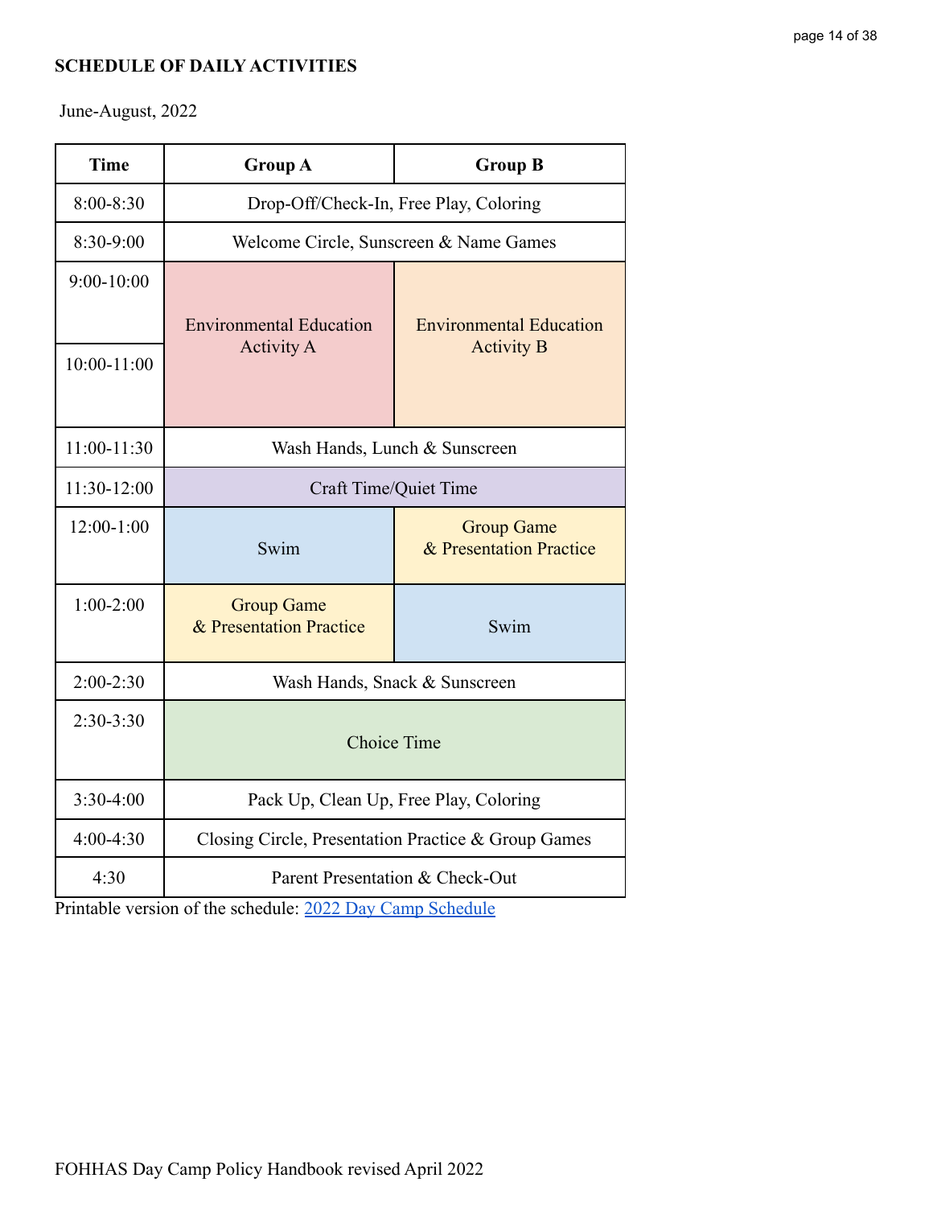**SCHEDULE OF DAILY ACTIVITIES**

June-August, 2022

| Time | Group A | Group B |
|---|---|---|
| 8:00-8:30 | Drop-Off/Check-In, Free Play, Coloring | |
| 8:30-9:00 | Welcome Circle, Sunscreen & Name Games | |
| 9:00-10:00 | Environmental Education Activity A | Environmental Education Activity B |
| 10:00-11:00 | | |
| 11:00-11:30 | Wash Hands, Lunch & Sunscreen | |
| 11:30-12:00 | Craft Time/Quiet Time | |
| 12:00-1:00 | Swim | Group Game & Presentation Practice |
| 1:00-2:00 | Group Game & Presentation Practice | Swim |
| 2:00-2:30 | Wash Hands, Snack & Sunscreen | |
| 2:30-3:30 | Choice Time | |
| 3:30-4:00 | Pack Up, Clean Up, Free Play, Coloring | |
| 4:00-4:30 | Closing Circle, Presentation Practice & Group Games | |
| 4:30 | Parent Presentation & Check-Out | |

Printable version of the schedule: [2022 Day Camp Schedule]

FOHHAS Day Camp Policy Handbook revised April 2022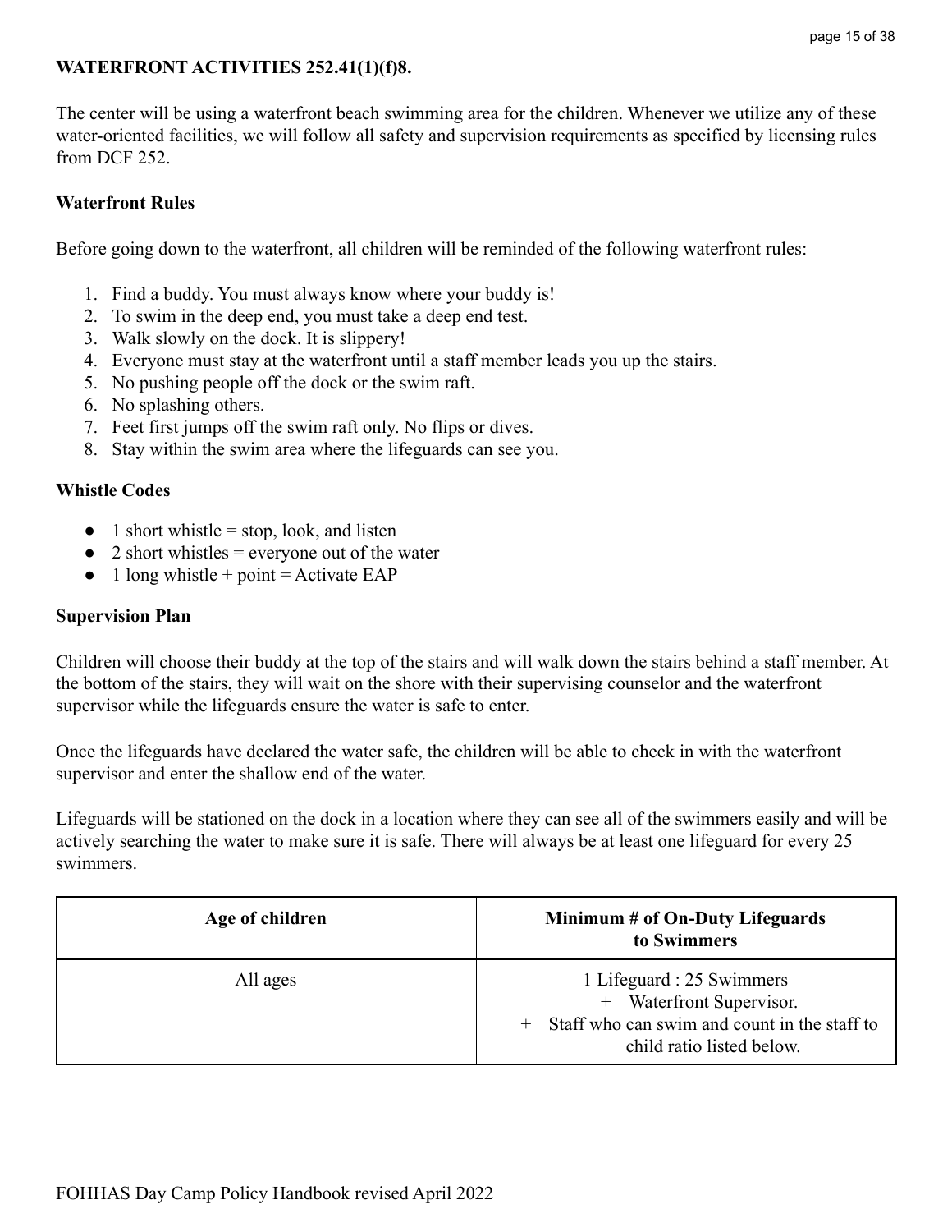## WATERFRONT ACTIVITIES 252.41(1)(f)8.

The center will be using a waterfront beach swimming area for the children. Whenever we utilize any of these water-oriented facilities, we will follow all safety and supervision requirements as specified by licensing rules from DCF 252.

### Waterfront Rules

Before going down to the waterfront, all children will be reminded of the following waterfront rules:

1. Find a buddy. You must always know where your buddy is!
2. To swim in the deep end, you must take a deep end test.
3. Walk slowly on the dock. It is slippery!
4. Everyone must stay at the waterfront until a staff member leads you up the stairs.
5. No pushing people off the dock or the swim raft.
6. No splashing others.
7. Feet first jumps off the swim raft only. No flips or dives.
8. Stay within the swim area where the lifeguards can see you.

### Whistle Codes

- 1 short whistle = stop, look, and listen
- 2 short whistles = everyone out of the water
- 1 long whistle + point = Activate EAP

### Supervision Plan

Children will choose their buddy at the top of the stairs and will walk down the stairs behind a staff member. At the bottom of the stairs, they will wait on the shore with their supervising counselor and the waterfront supervisor while the lifeguards ensure the water is safe to enter.

Once the lifeguards have declared the water safe, the children will be able to check in with the waterfront supervisor and enter the shallow end of the water.

Lifeguards will be stationed on the dock in a location where they can see all of the swimmers easily and will be actively searching the water to make sure it is safe. There will always be at least one lifeguard for every 25 swimmers.

| Age of children | Minimum # of On-Duty Lifeguards to Swimmers |
|---|---|
| All ages | 1 Lifeguard : 25 Swimmers<br>+ Waterfront Supervisor.<br>+ Staff who can swim and count in the staff to child ratio listed below. |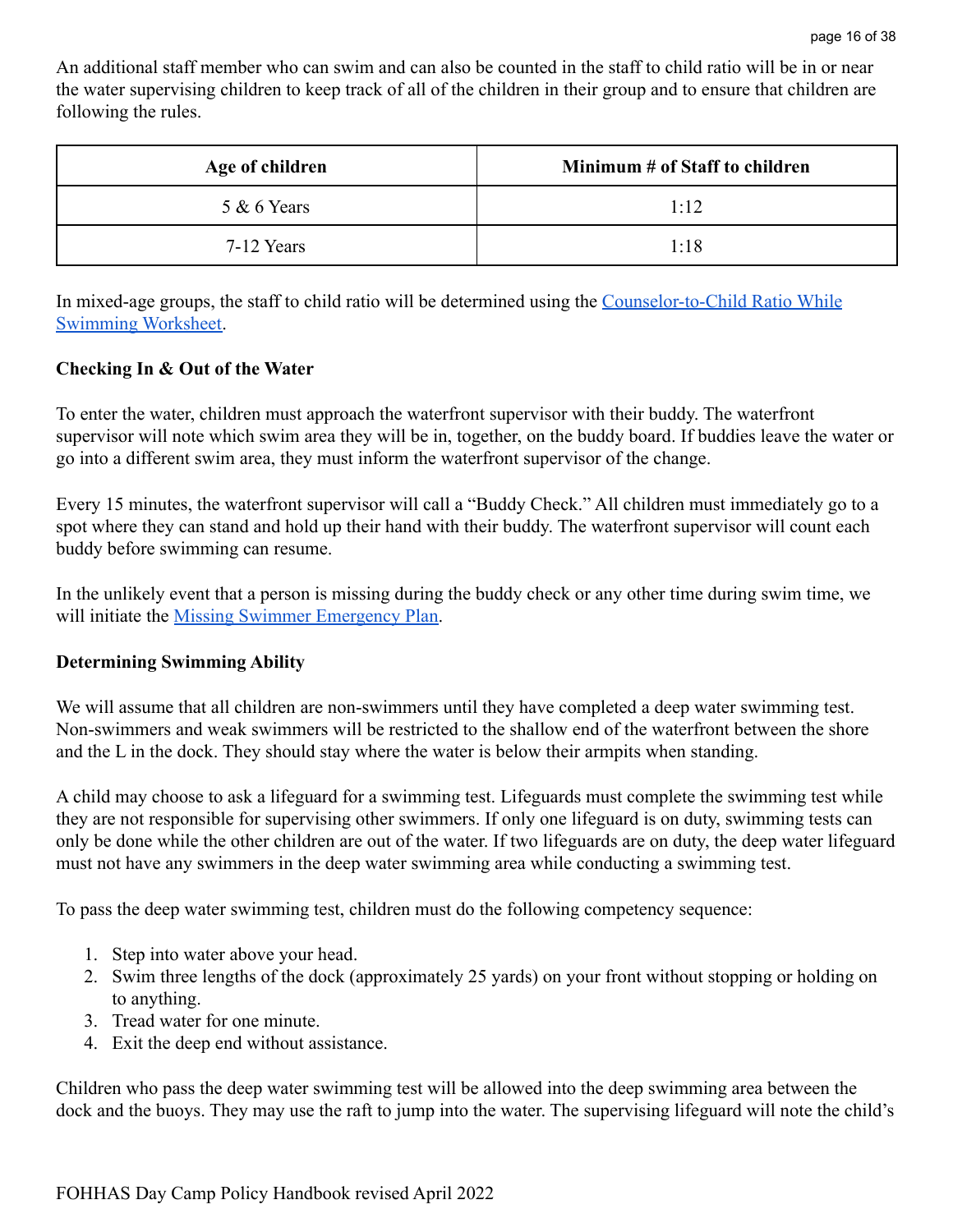An additional staff member who can swim and can also be counted in the staff to child ratio will be in or near the water supervising children to keep track of all of the children in their group and to ensure that children are following the rules.

| Age of children | Minimum # of Staff to children |
|---|---|
| 5 & 6 Years | 1:12 |
| 7-12 Years | 1:18 |

In mixed-age groups, the staff to child ratio will be determined using the [Counselor-to-Child Ratio While Swimming Worksheet](#).

**Checking In & Out of the Water**

To enter the water, children must approach the waterfront supervisor with their buddy. The waterfront supervisor will note which swim area they will be in, together, on the buddy board. If buddies leave the water or go into a different swim area, they must inform the waterfront supervisor of the change.

Every 15 minutes, the waterfront supervisor will call a "Buddy Check." All children must immediately go to a spot where they can stand and hold up their hand with their buddy. The waterfront supervisor will count each buddy before swimming can resume.

In the unlikely event that a person is missing during the buddy check or any other time during swim time, we will initiate the [Missing Swimmer Emergency Plan](#).

**Determining Swimming Ability**

We will assume that all children are non-swimmers until they have completed a deep water swimming test. Non-swimmers and weak swimmers will be restricted to the shallow end of the waterfront between the shore and the L in the dock. They should stay where the water is below their armpits when standing.

A child may choose to ask a lifeguard for a swimming test. Lifeguards must complete the swimming test while they are not responsible for supervising other swimmers. If only one lifeguard is on duty, swimming tests can only be done while the other children are out of the water. If two lifeguards are on duty, the deep water lifeguard must not have any swimmers in the deep water swimming area while conducting a swimming test.

To pass the deep water swimming test, children must do the following competency sequence:

1. Step into water above your head.
2. Swim three lengths of the dock (approximately 25 yards) on your front without stopping or holding on to anything.
3. Tread water for one minute.
4. Exit the deep end without assistance.

Children who pass the deep water swimming test will be allowed into the deep swimming area between the dock and the buoys. They may use the raft to jump into the water. The supervising lifeguard will note the child's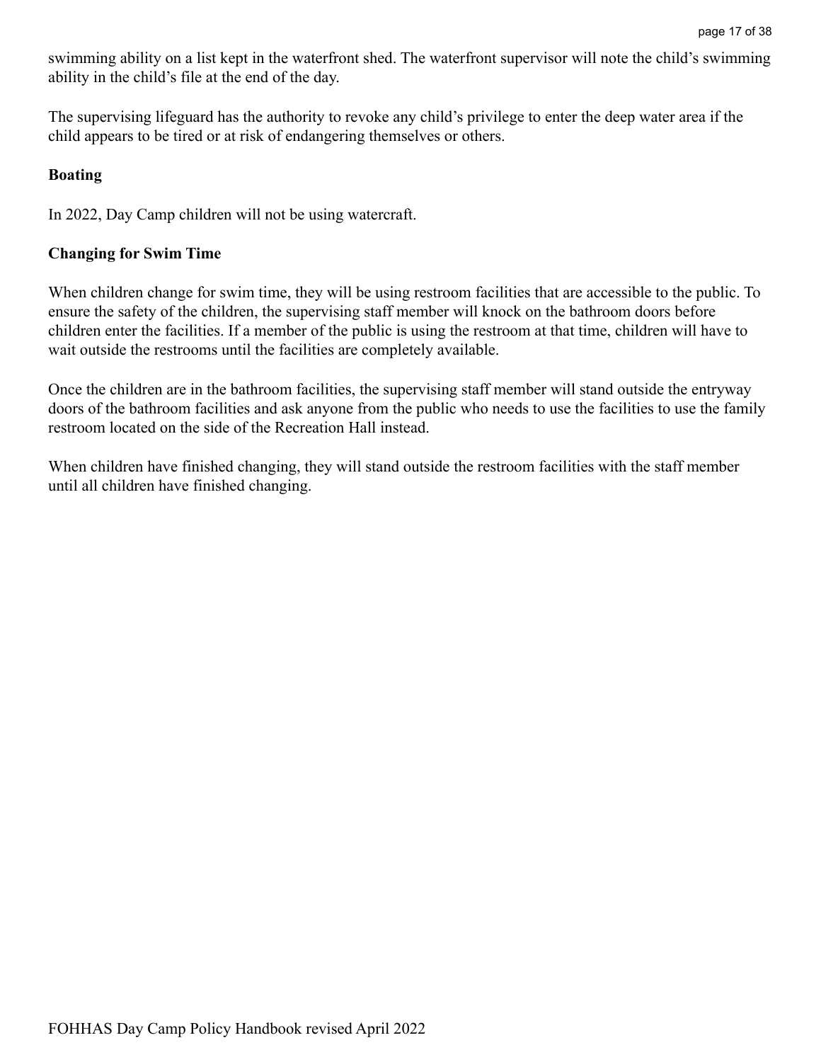swimming ability on a list kept in the waterfront shed. The waterfront supervisor will note the child's swimming ability in the child's file at the end of the day.

The supervising lifeguard has the authority to revoke any child's privilege to enter the deep water area if the child appears to be tired or at risk of endangering themselves or others.

**Boating**

In 2022, Day Camp children will not be using watercraft.

**Changing for Swim Time**

When children change for swim time, they will be using restroom facilities that are accessible to the public. To ensure the safety of the children, the supervising staff member will knock on the bathroom doors before children enter the facilities. If a member of the public is using the restroom at that time, children will have to wait outside the restrooms until the facilities are completely available.

Once the children are in the bathroom facilities, the supervising staff member will stand outside the entryway doors of the bathroom facilities and ask anyone from the public who needs to use the facilities to use the family restroom located on the side of the Recreation Hall instead.

When children have finished changing, they will stand outside the restroom facilities with the staff member until all children have finished changing.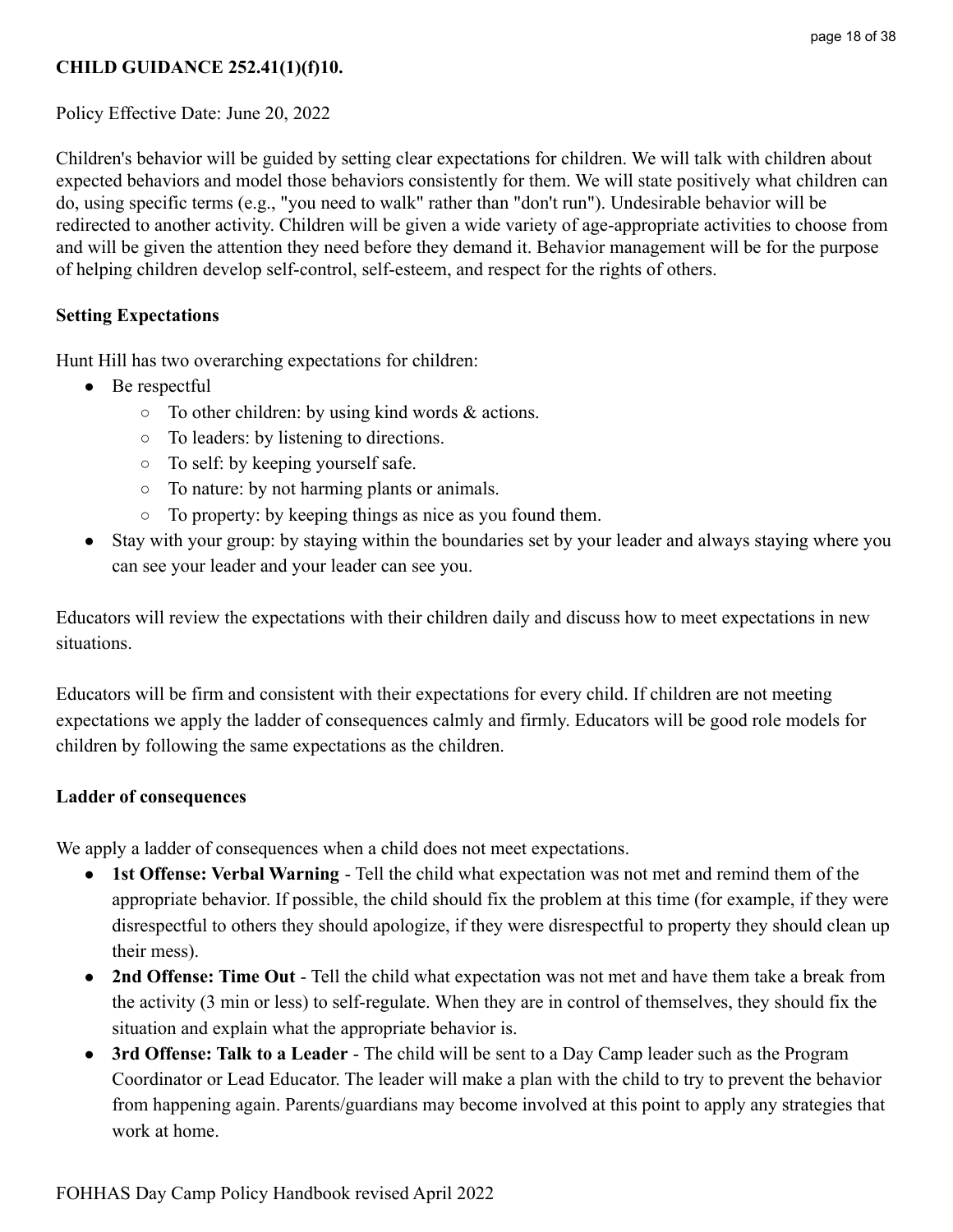**CHILD GUIDANCE 252.41(1)(f)10.**

Policy Effective Date: June 20, 2022

Children's behavior will be guided by setting clear expectations for children. We will talk with children about expected behaviors and model those behaviors consistently for them. We will state positively what children can do, using specific terms (e.g., "you need to walk" rather than "don't run"). Undesirable behavior will be redirected to another activity. Children will be given a wide variety of age-appropriate activities to choose from and will be given the attention they need before they demand it. Behavior management will be for the purpose of helping children develop self-control, self-esteem, and respect for the rights of others.

**Setting Expectations**

Hunt Hill has two overarching expectations for children:

- Be respectful
  - To other children: by using kind words & actions.
  - To leaders: by listening to directions.
  - To self: by keeping yourself safe.
  - To nature: by not harming plants or animals.
  - To property: by keeping things as nice as you found them.
- Stay with your group: by staying within the boundaries set by your leader and always staying where you can see your leader and your leader can see you.

Educators will review the expectations with their children daily and discuss how to meet expectations in new situations.

Educators will be firm and consistent with their expectations for every child. If children are not meeting expectations we apply the ladder of consequences calmly and firmly. Educators will be good role models for children by following the same expectations as the children.

**Ladder of consequences**

We apply a ladder of consequences when a child does not meet expectations.

- **1st Offense: Verbal Warning** - Tell the child what expectation was not met and remind them of the appropriate behavior. If possible, the child should fix the problem at this time (for example, if they were disrespectful to others they should apologize, if they were disrespectful to property they should clean up their mess).
- **2nd Offense: Time Out** - Tell the child what expectation was not met and have them take a break from the activity (3 min or less) to self-regulate. When they are in control of themselves, they should fix the situation and explain what the appropriate behavior is.
- **3rd Offense: Talk to a Leader** - The child will be sent to a Day Camp leader such as the Program Coordinator or Lead Educator. The leader will make a plan with the child to try to prevent the behavior from happening again. Parents/guardians may become involved at this point to apply any strategies that work at home.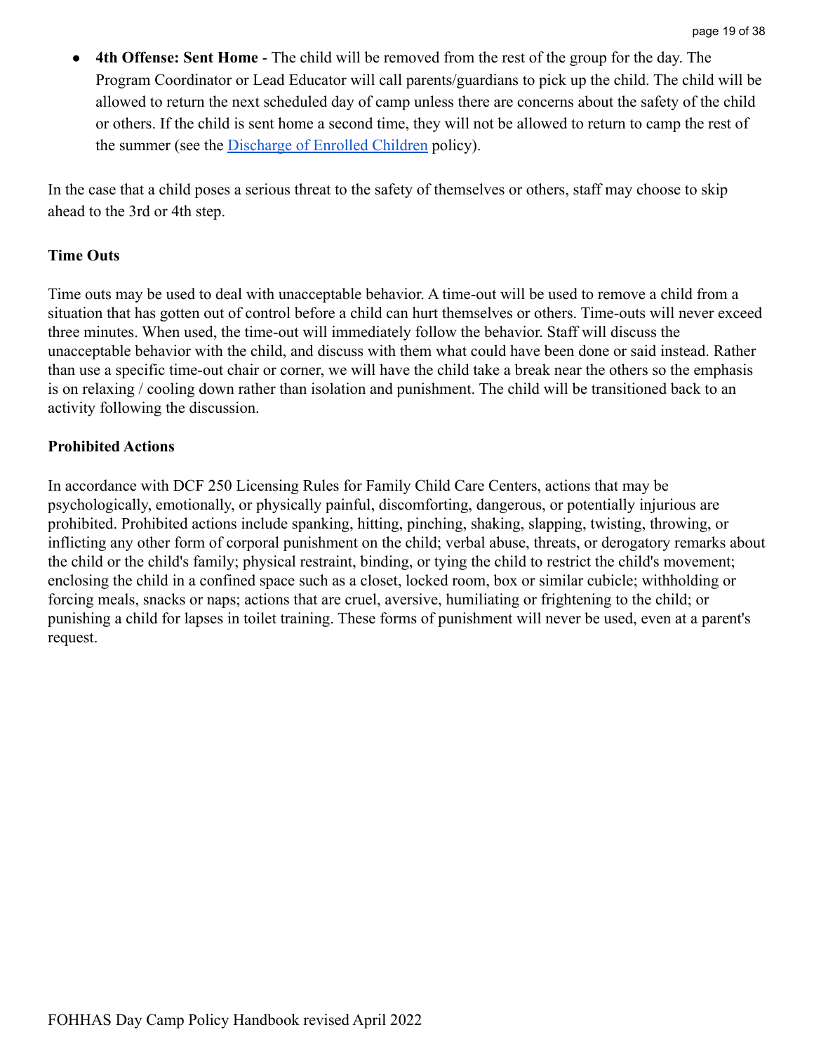- **4th Offense: Sent Home** - The child will be removed from the rest of the group for the day. The Program Coordinator or Lead Educator will call parents/guardians to pick up the child. The child will be allowed to return the next scheduled day of camp unless there are concerns about the safety of the child or others. If the child is sent home a second time, they will not be allowed to return to camp the rest of the summer (see the Discharge of Enrolled Children policy).

In the case that a child poses a serious threat to the safety of themselves or others, staff may choose to skip ahead to the 3rd or 4th step.

### Time Outs

Time outs may be used to deal with unacceptable behavior. A time-out will be used to remove a child from a situation that has gotten out of control before a child can hurt themselves or others. Time-outs will never exceed three minutes. When used, the time-out will immediately follow the behavior. Staff will discuss the unacceptable behavior with the child, and discuss with them what could have been done or said instead. Rather than use a specific time-out chair or corner, we will have the child take a break near the others so the emphasis is on relaxing / cooling down rather than isolation and punishment. The child will be transitioned back to an activity following the discussion.

### Prohibited Actions

In accordance with DCF 250 Licensing Rules for Family Child Care Centers, actions that may be psychologically, emotionally, or physically painful, discomforting, dangerous, or potentially injurious are prohibited. Prohibited actions include spanking, hitting, pinching, shaking, slapping, twisting, throwing, or inflicting any other form of corporal punishment on the child; verbal abuse, threats, or derogatory remarks about the child or the child's family; physical restraint, binding, or tying the child to restrict the child's movement; enclosing the child in a confined space such as a closet, locked room, box or similar cubicle; withholding or forcing meals, snacks or naps; actions that are cruel, aversive, humiliating or frightening to the child; or punishing a child for lapses in toilet training. These forms of punishment will never be used, even at a parent's request.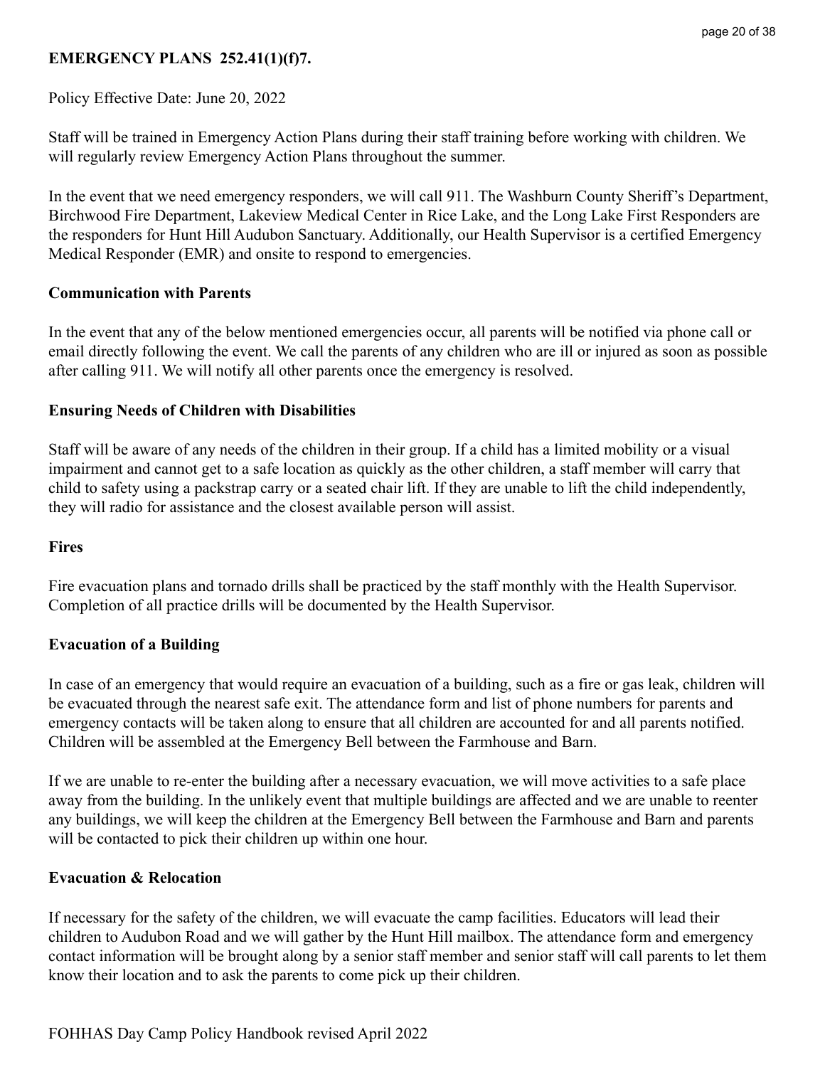## EMERGENCY PLANS 252.41(1)(f)7.

Policy Effective Date: June 20, 2022

Staff will be trained in Emergency Action Plans during their staff training before working with children. We will regularly review Emergency Action Plans throughout the summer.

In the event that we need emergency responders, we will call 911. The Washburn County Sheriff's Department, Birchwood Fire Department, Lakeview Medical Center in Rice Lake, and the Long Lake First Responders are the responders for Hunt Hill Audubon Sanctuary. Additionally, our Health Supervisor is a certified Emergency Medical Responder (EMR) and onsite to respond to emergencies.

### Communication with Parents

In the event that any of the below mentioned emergencies occur, all parents will be notified via phone call or email directly following the event. We call the parents of any children who are ill or injured as soon as possible after calling 911. We will notify all other parents once the emergency is resolved.

### Ensuring Needs of Children with Disabilities

Staff will be aware of any needs of the children in their group. If a child has a limited mobility or a visual impairment and cannot get to a safe location as quickly as the other children, a staff member will carry that child to safety using a packstrap carry or a seated chair lift. If they are unable to lift the child independently, they will radio for assistance and the closest available person will assist.

### Fires

Fire evacuation plans and tornado drills shall be practiced by the staff monthly with the Health Supervisor. Completion of all practice drills will be documented by the Health Supervisor.

### Evacuation of a Building

In case of an emergency that would require an evacuation of a building, such as a fire or gas leak, children will be evacuated through the nearest safe exit. The attendance form and list of phone numbers for parents and emergency contacts will be taken along to ensure that all children are accounted for and all parents notified. Children will be assembled at the Emergency Bell between the Farmhouse and Barn.

If we are unable to re-enter the building after a necessary evacuation, we will move activities to a safe place away from the building. In the unlikely event that multiple buildings are affected and we are unable to reenter any buildings, we will keep the children at the Emergency Bell between the Farmhouse and Barn and parents will be contacted to pick their children up within one hour.

### Evacuation & Relocation

If necessary for the safety of the children, we will evacuate the camp facilities. Educators will lead their children to Audubon Road and we will gather by the Hunt Hill mailbox. The attendance form and emergency contact information will be brought along by a senior staff member and senior staff will call parents to let them know their location and to ask the parents to come pick up their children.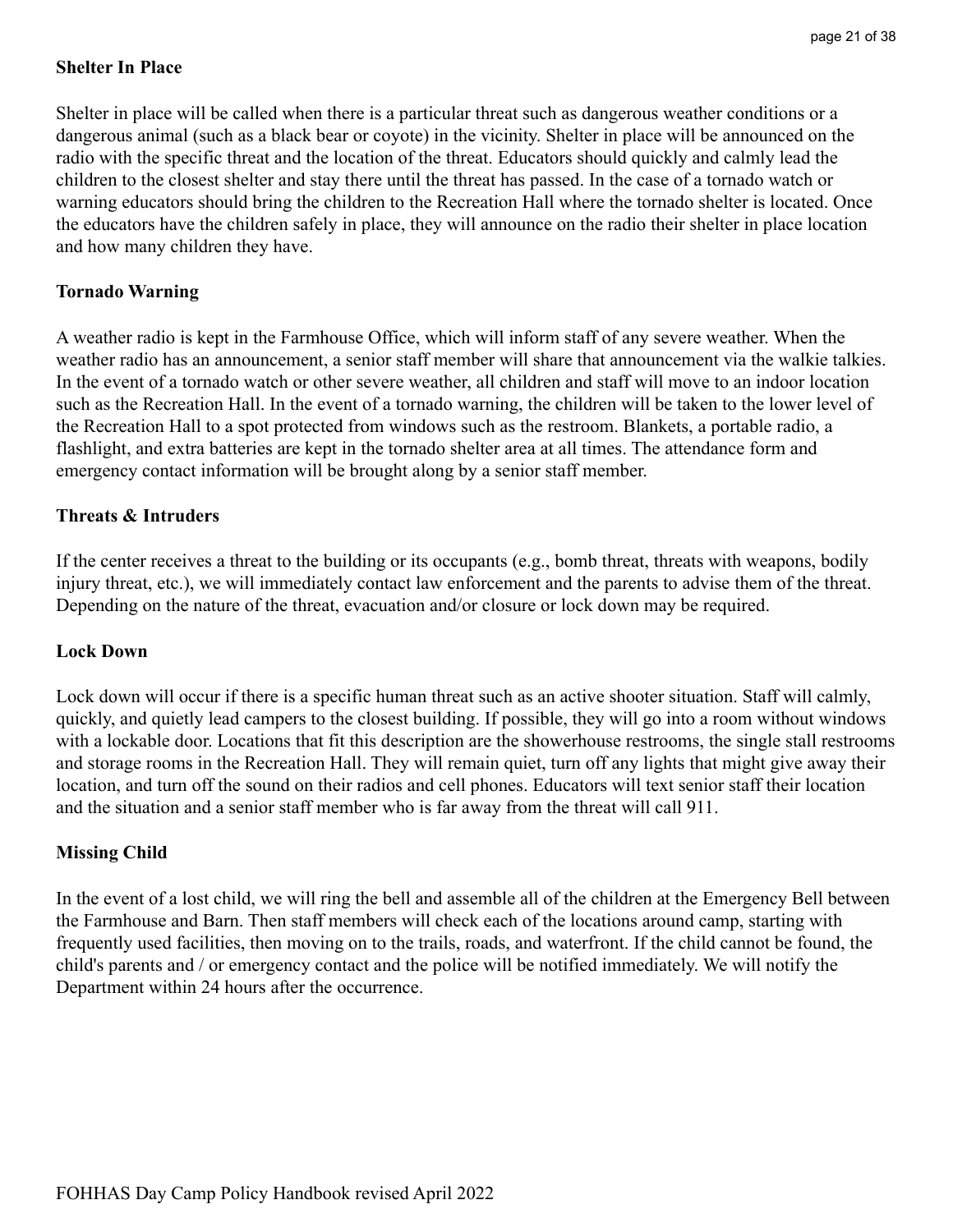**Shelter In Place**

Shelter in place will be called when there is a particular threat such as dangerous weather conditions or a dangerous animal (such as a black bear or coyote) in the vicinity. Shelter in place will be announced on the radio with the specific threat and the location of the threat. Educators should quickly and calmly lead the children to the closest shelter and stay there until the threat has passed. In the case of a tornado watch or warning educators should bring the children to the Recreation Hall where the tornado shelter is located. Once the educators have the children safely in place, they will announce on the radio their shelter in place location and how many children they have.

**Tornado Warning**

A weather radio is kept in the Farmhouse Office, which will inform staff of any severe weather. When the weather radio has an announcement, a senior staff member will share that announcement via the walkie talkies. In the event of a tornado watch or other severe weather, all children and staff will move to an indoor location such as the Recreation Hall. In the event of a tornado warning, the children will be taken to the lower level of the Recreation Hall to a spot protected from windows such as the restroom. Blankets, a portable radio, a flashlight, and extra batteries are kept in the tornado shelter area at all times. The attendance form and emergency contact information will be brought along by a senior staff member.

**Threats & Intruders**

If the center receives a threat to the building or its occupants (e.g., bomb threat, threats with weapons, bodily injury threat, etc.), we will immediately contact law enforcement and the parents to advise them of the threat. Depending on the nature of the threat, evacuation and/or closure or lock down may be required.

**Lock Down**

Lock down will occur if there is a specific human threat such as an active shooter situation. Staff will calmly, quickly, and quietly lead campers to the closest building. If possible, they will go into a room without windows with a lockable door. Locations that fit this description are the showerhouse restrooms, the single stall restrooms and storage rooms in the Recreation Hall. They will remain quiet, turn off any lights that might give away their location, and turn off the sound on their radios and cell phones. Educators will text senior staff their location and the situation and a senior staff member who is far away from the threat will call 911.

**Missing Child**

In the event of a lost child, we will ring the bell and assemble all of the children at the Emergency Bell between the Farmhouse and Barn. Then staff members will check each of the locations around camp, starting with frequently used facilities, then moving on to the trails, roads, and waterfront. If the child cannot be found, the child's parents and / or emergency contact and the police will be notified immediately. We will notify the Department within 24 hours after the occurrence.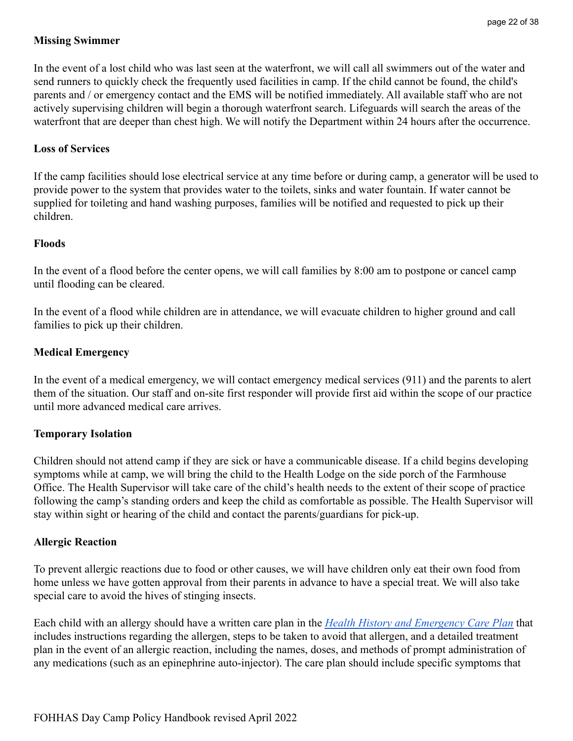### Missing Swimmer

In the event of a lost child who was last seen at the waterfront, we will call all swimmers out of the water and send runners to quickly check the frequently used facilities in camp. If the child cannot be found, the child's parents and / or emergency contact and the EMS will be notified immediately. All available staff who are not actively supervising children will begin a thorough waterfront search. Lifeguards will search the areas of the waterfront that are deeper than chest high. We will notify the Department within 24 hours after the occurrence.

### Loss of Services

If the camp facilities should lose electrical service at any time before or during camp, a generator will be used to provide power to the system that provides water to the toilets, sinks and water fountain. If water cannot be supplied for toileting and hand washing purposes, families will be notified and requested to pick up their children.

### Floods

In the event of a flood before the center opens, we will call families by 8:00 am to postpone or cancel camp until flooding can be cleared.

In the event of a flood while children are in attendance, we will evacuate children to higher ground and call families to pick up their children.

### Medical Emergency

In the event of a medical emergency, we will contact emergency medical services (911) and the parents to alert them of the situation. Our staff and on-site first responder will provide first aid within the scope of our practice until more advanced medical care arrives.

### Temporary Isolation

Children should not attend camp if they are sick or have a communicable disease. If a child begins developing symptoms while at camp, we will bring the child to the Health Lodge on the side porch of the Farmhouse Office. The Health Supervisor will take care of the child's health needs to the extent of their scope of practice following the camp's standing orders and keep the child as comfortable as possible. The Health Supervisor will stay within sight or hearing of the child and contact the parents/guardians for pick-up.

### Allergic Reaction

To prevent allergic reactions due to food or other causes, we will have children only eat their own food from home unless we have gotten approval from their parents in advance to have a special treat. We will also take special care to avoid the hives of stinging insects.

Each child with an allergy should have a written care plan in the *Health History and Emergency Care Plan* that includes instructions regarding the allergen, steps to be taken to avoid that allergen, and a detailed treatment plan in the event of an allergic reaction, including the names, doses, and methods of prompt administration of any medications (such as an epinephrine auto-injector). The care plan should include specific symptoms that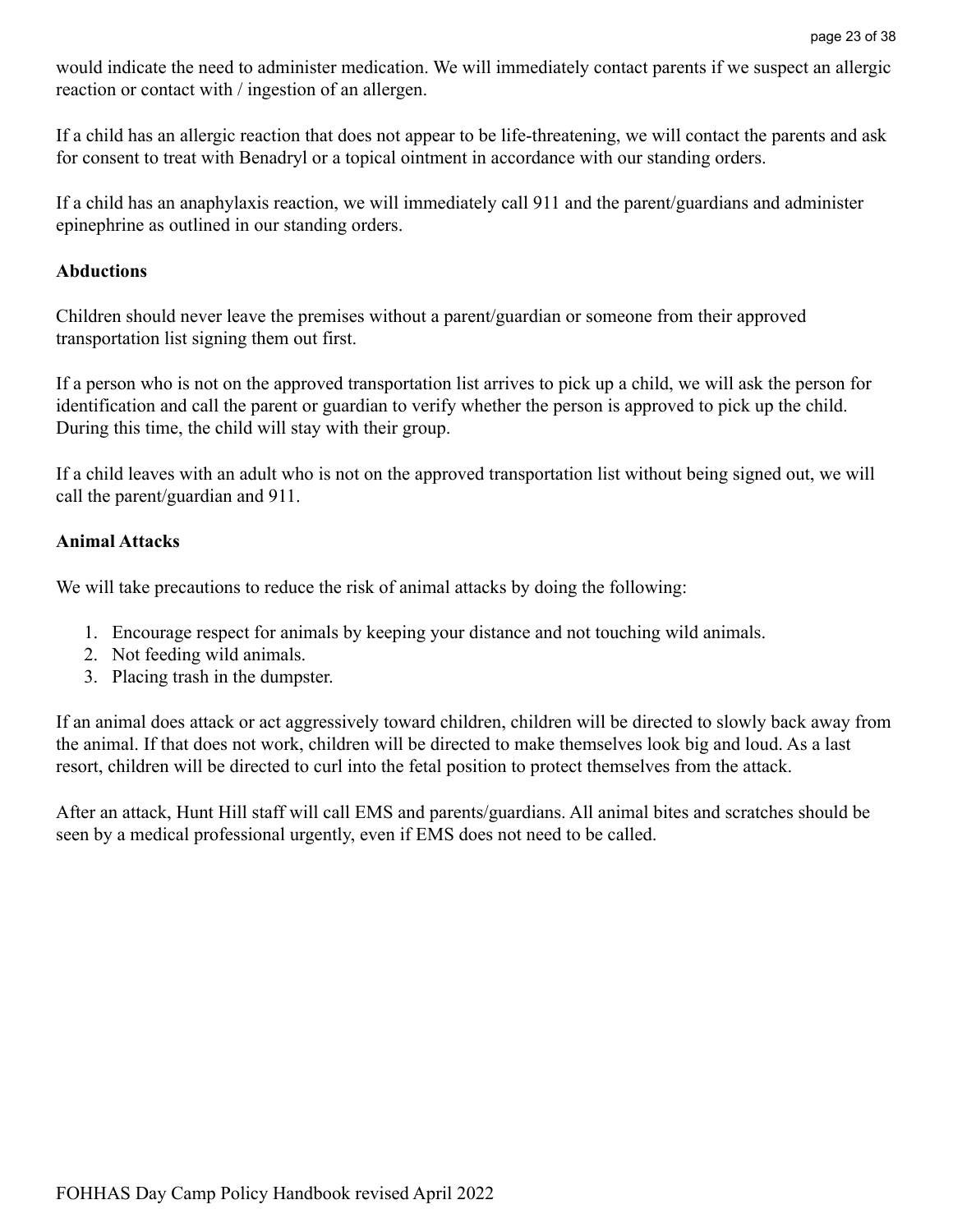would indicate the need to administer medication. We will immediately contact parents if we suspect an allergic reaction or contact with / ingestion of an allergen.

If a child has an allergic reaction that does not appear to be life-threatening, we will contact the parents and ask for consent to treat with Benadryl or a topical ointment in accordance with our standing orders.

If a child has an anaphylaxis reaction, we will immediately call 911 and the parent/guardians and administer epinephrine as outlined in our standing orders.

**Abductions**

Children should never leave the premises without a parent/guardian or someone from their approved transportation list signing them out first.

If a person who is not on the approved transportation list arrives to pick up a child, we will ask the person for identification and call the parent or guardian to verify whether the person is approved to pick up the child. During this time, the child will stay with their group.

If a child leaves with an adult who is not on the approved transportation list without being signed out, we will call the parent/guardian and 911.

**Animal Attacks**

We will take precautions to reduce the risk of animal attacks by doing the following:

1. Encourage respect for animals by keeping your distance and not touching wild animals.
2. Not feeding wild animals.
3. Placing trash in the dumpster.

If an animal does attack or act aggressively toward children, children will be directed to slowly back away from the animal. If that does not work, children will be directed to make themselves look big and loud. As a last resort, children will be directed to curl into the fetal position to protect themselves from the attack.

After an attack, Hunt Hill staff will call EMS and parents/guardians. All animal bites and scratches should be seen by a medical professional urgently, even if EMS does not need to be called.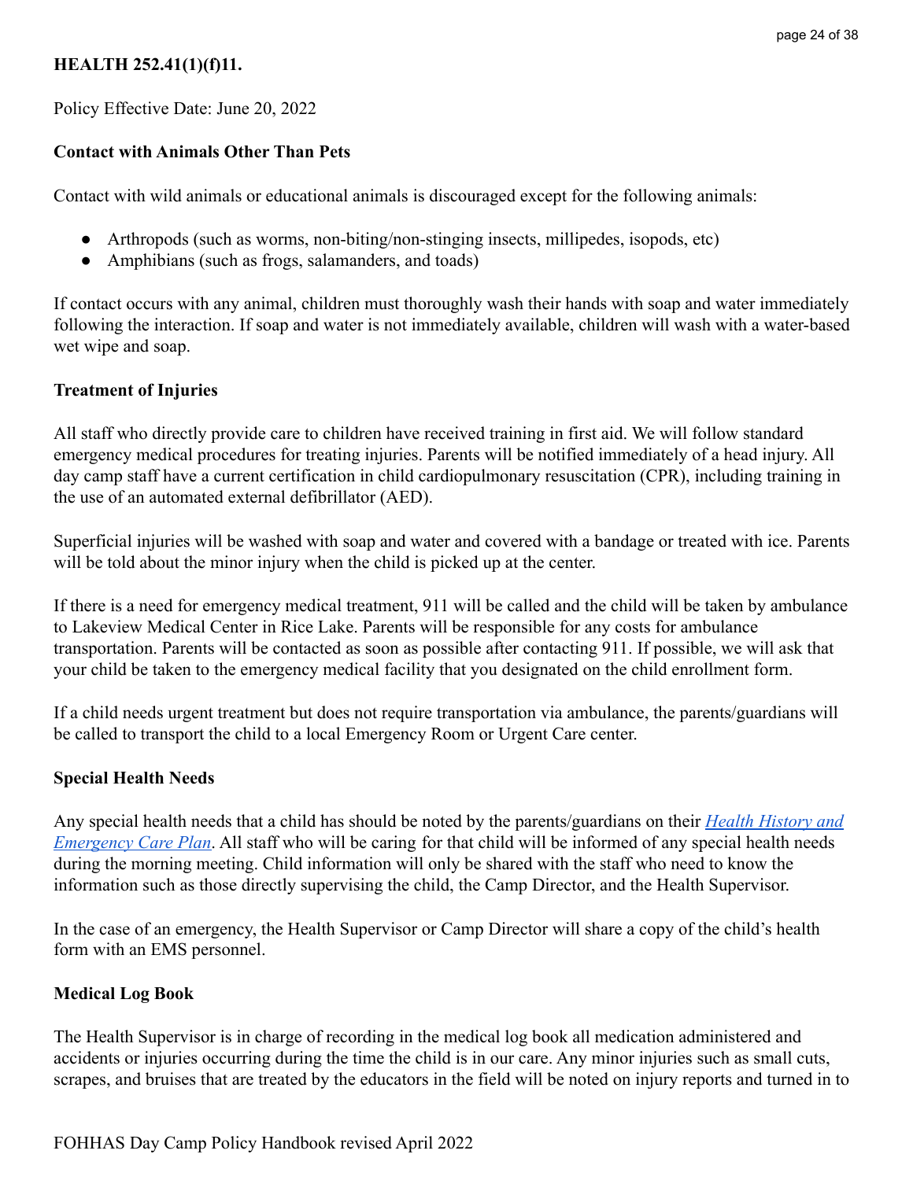**HEALTH 252.41(1)(f)11.**

Policy Effective Date: June 20, 2022

**Contact with Animals Other Than Pets**

Contact with wild animals or educational animals is discouraged except for the following animals:

- Arthropods (such as worms, non-biting/non-stinging insects, millipedes, isopods, etc)
- Amphibians (such as frogs, salamanders, and toads)

If contact occurs with any animal, children must thoroughly wash their hands with soap and water immediately following the interaction. If soap and water is not immediately available, children will wash with a water-based wet wipe and soap.

**Treatment of Injuries**

All staff who directly provide care to children have received training in first aid. We will follow standard emergency medical procedures for treating injuries. Parents will be notified immediately of a head injury. All day camp staff have a current certification in child cardiopulmonary resuscitation (CPR), including training in the use of an automated external defibrillator (AED).

Superficial injuries will be washed with soap and water and covered with a bandage or treated with ice. Parents will be told about the minor injury when the child is picked up at the center.

If there is a need for emergency medical treatment, 911 will be called and the child will be taken by ambulance to Lakeview Medical Center in Rice Lake. Parents will be responsible for any costs for ambulance transportation. Parents will be contacted as soon as possible after contacting 911. If possible, we will ask that your child be taken to the emergency medical facility that you designated on the child enrollment form.

If a child needs urgent treatment but does not require transportation via ambulance, the parents/guardians will be called to transport the child to a local Emergency Room or Urgent Care center.

**Special Health Needs**

Any special health needs that a child has should be noted by the parents/guardians on their *Health History and Emergency Care Plan*. All staff who will be caring for that child will be informed of any special health needs during the morning meeting. Child information will only be shared with the staff who need to know the information such as those directly supervising the child, the Camp Director, and the Health Supervisor.

In the case of an emergency, the Health Supervisor or Camp Director will share a copy of the child's health form with an EMS personnel.

**Medical Log Book**

The Health Supervisor is in charge of recording in the medical log book all medication administered and accidents or injuries occurring during the time the child is in our care. Any minor injuries such as small cuts, scrapes, and bruises that are treated by the educators in the field will be noted on injury reports and turned in to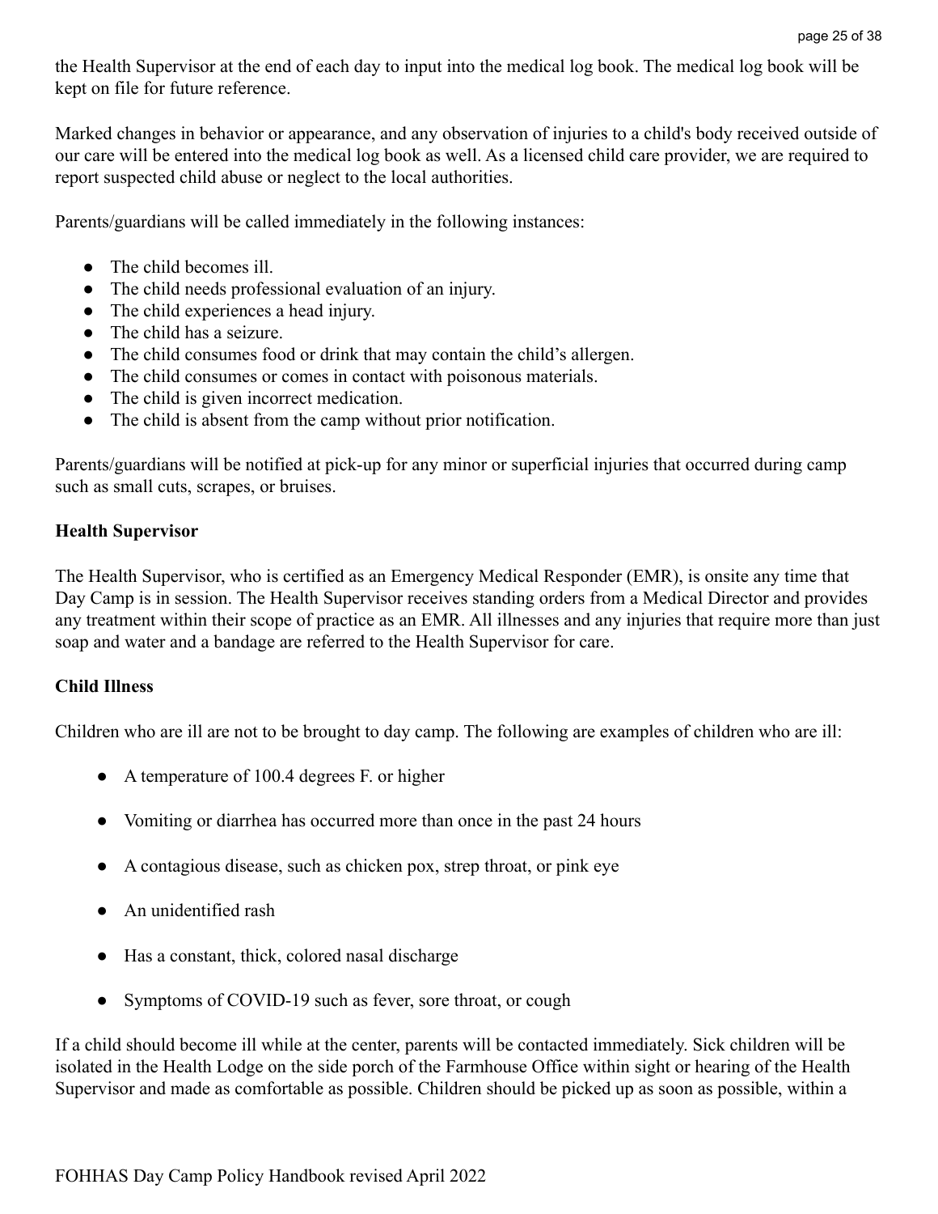the Health Supervisor at the end of each day to input into the medical log book. The medical log book will be kept on file for future reference.

Marked changes in behavior or appearance, and any observation of injuries to a child's body received outside of our care will be entered into the medical log book as well. As a licensed child care provider, we are required to report suspected child abuse or neglect to the local authorities.

Parents/guardians will be called immediately in the following instances:

- The child becomes ill.
- The child needs professional evaluation of an injury.
- The child experiences a head injury.
- The child has a seizure.
- The child consumes food or drink that may contain the child's allergen.
- The child consumes or comes in contact with poisonous materials.
- The child is given incorrect medication.
- The child is absent from the camp without prior notification.

Parents/guardians will be notified at pick-up for any minor or superficial injuries that occurred during camp such as small cuts, scrapes, or bruises.

**Health Supervisor**

The Health Supervisor, who is certified as an Emergency Medical Responder (EMR), is onsite any time that Day Camp is in session. The Health Supervisor receives standing orders from a Medical Director and provides any treatment within their scope of practice as an EMR. All illnesses and any injuries that require more than just soap and water and a bandage are referred to the Health Supervisor for care.

**Child Illness**

Children who are ill are not to be brought to day camp. The following are examples of children who are ill:

- A temperature of 100.4 degrees F. or higher
- Vomiting or diarrhea has occurred more than once in the past 24 hours
- A contagious disease, such as chicken pox, strep throat, or pink eye
- An unidentified rash
- Has a constant, thick, colored nasal discharge
- Symptoms of COVID-19 such as fever, sore throat, or cough

If a child should become ill while at the center, parents will be contacted immediately. Sick children will be isolated in the Health Lodge on the side porch of the Farmhouse Office within sight or hearing of the Health Supervisor and made as comfortable as possible. Children should be picked up as soon as possible, within a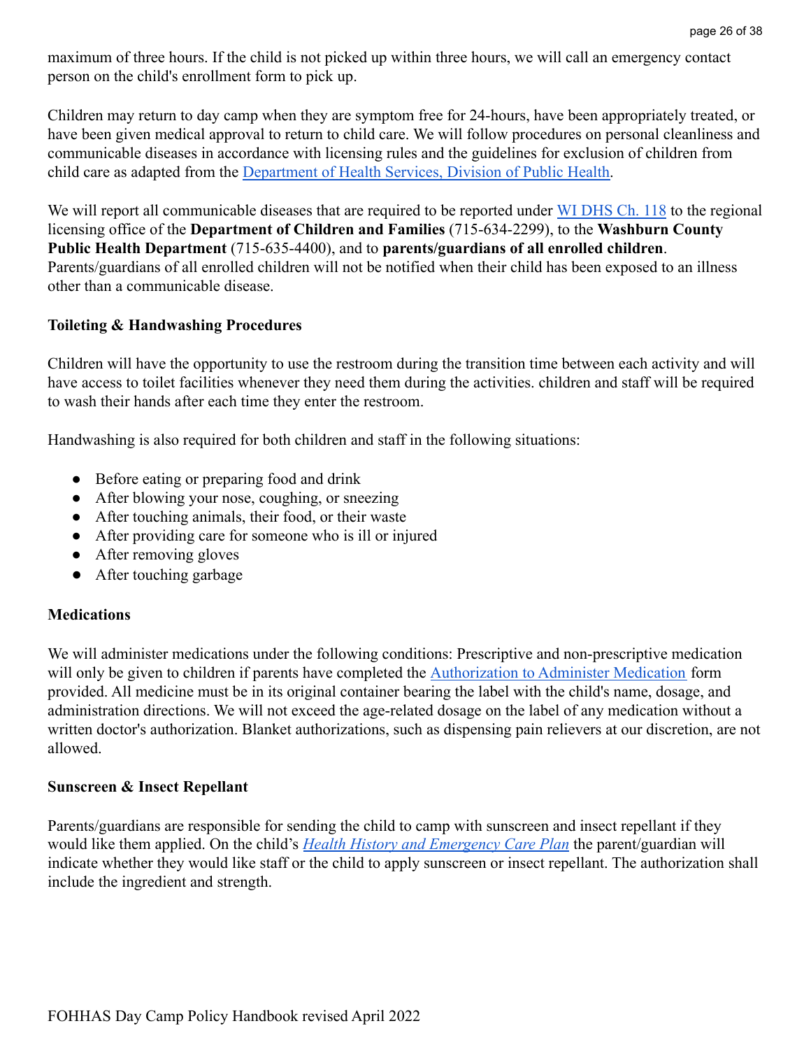maximum of three hours. If the child is not picked up within three hours, we will call an emergency contact person on the child's enrollment form to pick up.

Children may return to day camp when they are symptom free for 24-hours, have been appropriately treated, or have been given medical approval to return to child care. We will follow procedures on personal cleanliness and communicable diseases in accordance with licensing rules and the guidelines for exclusion of children from child care as adapted from the Department of Health Services, Division of Public Health.

We will report all communicable diseases that are required to be reported under WI DHS Ch. 118 to the regional licensing office of the **Department of Children and Families** (715-634-2299), to the **Washburn County Public Health Department** (715-635-4400), and to **parents/guardians of all enrolled children**. Parents/guardians of all enrolled children will not be notified when their child has been exposed to an illness other than a communicable disease.

**Toileting & Handwashing Procedures**

Children will have the opportunity to use the restroom during the transition time between each activity and will have access to toilet facilities whenever they need them during the activities. children and staff will be required to wash their hands after each time they enter the restroom.

Handwashing is also required for both children and staff in the following situations:

- Before eating or preparing food and drink
- After blowing your nose, coughing, or sneezing
- After touching animals, their food, or their waste
- After providing care for someone who is ill or injured
- After removing gloves
- After touching garbage

**Medications**

We will administer medications under the following conditions: Prescriptive and non-prescriptive medication will only be given to children if parents have completed the Authorization to Administer Medication form provided. All medicine must be in its original container bearing the label with the child's name, dosage, and administration directions. We will not exceed the age-related dosage on the label of any medication without a written doctor's authorization. Blanket authorizations, such as dispensing pain relievers at our discretion, are not allowed.

**Sunscreen & Insect Repellant**

Parents/guardians are responsible for sending the child to camp with sunscreen and insect repellant if they would like them applied. On the child's *Health History and Emergency Care Plan* the parent/guardian will indicate whether they would like staff or the child to apply sunscreen or insect repellant. The authorization shall include the ingredient and strength.

FOHHAS Day Camp Policy Handbook revised April 2022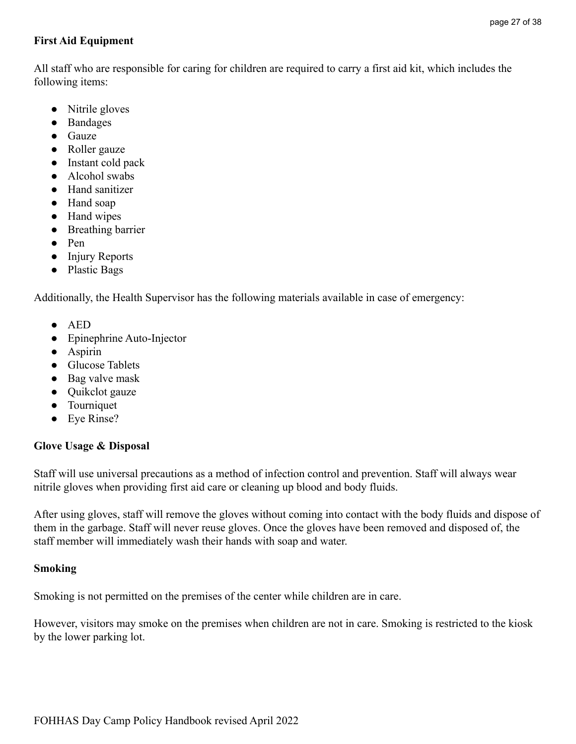**First Aid Equipment**

All staff who are responsible for caring for children are required to carry a first aid kit, which includes the following items:

- Nitrile gloves
- Bandages
- Gauze
- Roller gauze
- Instant cold pack
- Alcohol swabs
- Hand sanitizer
- Hand soap
- Hand wipes
- Breathing barrier
- Pen
- Injury Reports
- Plastic Bags

Additionally, the Health Supervisor has the following materials available in case of emergency:

- AED
- Epinephrine Auto-Injector
- Aspirin
- Glucose Tablets
- Bag valve mask
- Quikclot gauze
- Tourniquet
- Eye Rinse?

**Glove Usage & Disposal**

Staff will use universal precautions as a method of infection control and prevention. Staff will always wear nitrile gloves when providing first aid care or cleaning up blood and body fluids.

After using gloves, staff will remove the gloves without coming into contact with the body fluids and dispose of them in the garbage. Staff will never reuse gloves. Once the gloves have been removed and disposed of, the staff member will immediately wash their hands with soap and water.

**Smoking**

Smoking is not permitted on the premises of the center while children are in care.

However, visitors may smoke on the premises when children are not in care. Smoking is restricted to the kiosk by the lower parking lot.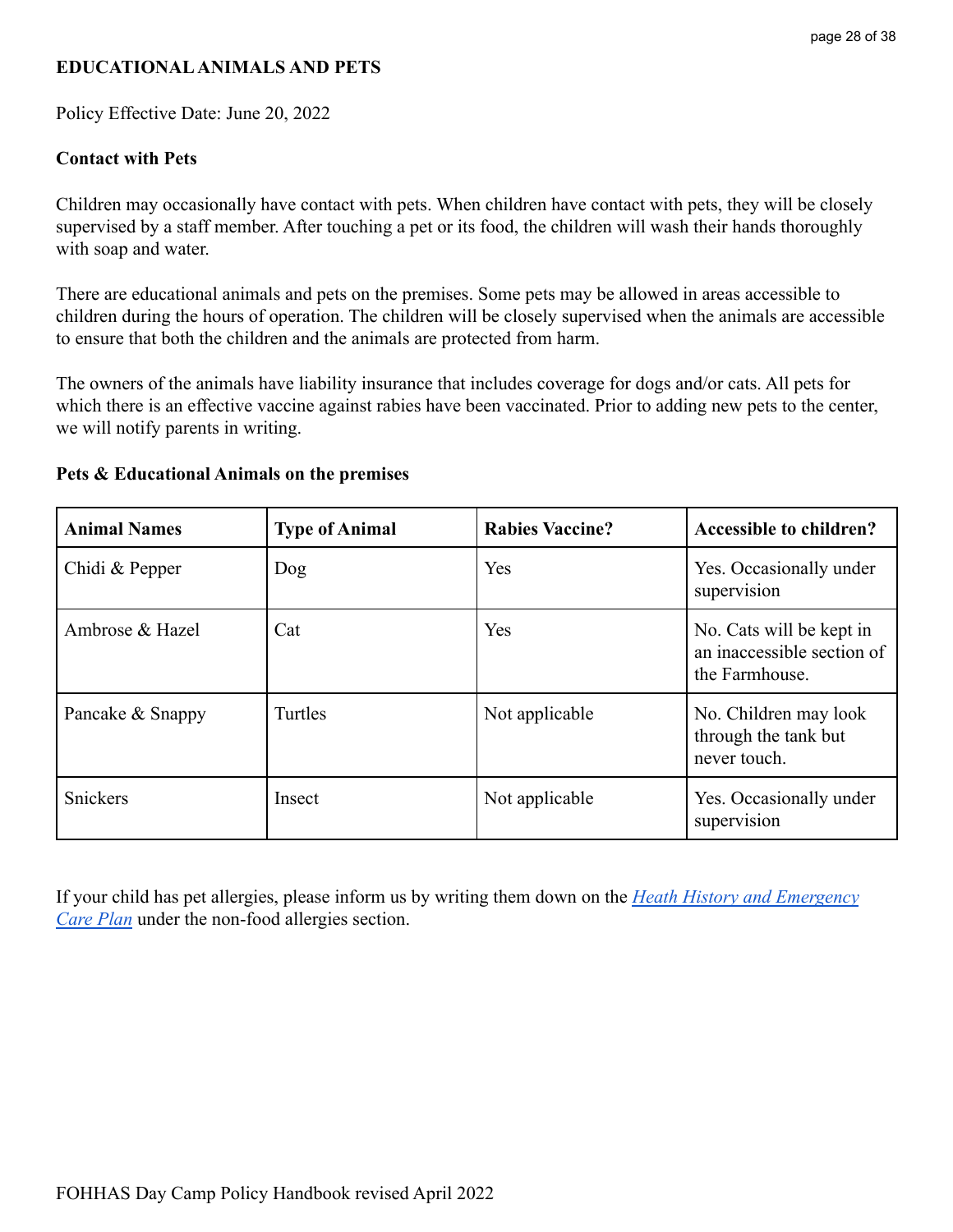## EDUCATIONAL ANIMALS AND PETS

Policy Effective Date: June 20, 2022

### Contact with Pets

Children may occasionally have contact with pets. When children have contact with pets, they will be closely supervised by a staff member. After touching a pet or its food, the children will wash their hands thoroughly with soap and water.

There are educational animals and pets on the premises. Some pets may be allowed in areas accessible to children during the hours of operation. The children will be closely supervised when the animals are accessible to ensure that both the children and the animals are protected from harm.

The owners of the animals have liability insurance that includes coverage for dogs and/or cats. All pets for which there is an effective vaccine against rabies have been vaccinated. Prior to adding new pets to the center, we will notify parents in writing.

### Pets & Educational Animals on the premises

| Animal Names | Type of Animal | Rabies Vaccine? | Accessible to children? |
| --- | --- | --- | --- |
| Chidi & Pepper | Dog | Yes | Yes. Occasionally under supervision |
| Ambrose & Hazel | Cat | Yes | No. Cats will be kept in an inaccessible section of the Farmhouse. |
| Pancake & Snappy | Turtles | Not applicable | No. Children may look through the tank but never touch. |
| Snickers | Insect | Not applicable | Yes. Occasionally under supervision |

If your child has pet allergies, please inform us by writing them down on the *Heath History and Emergency Care Plan* under the non-food allergies section.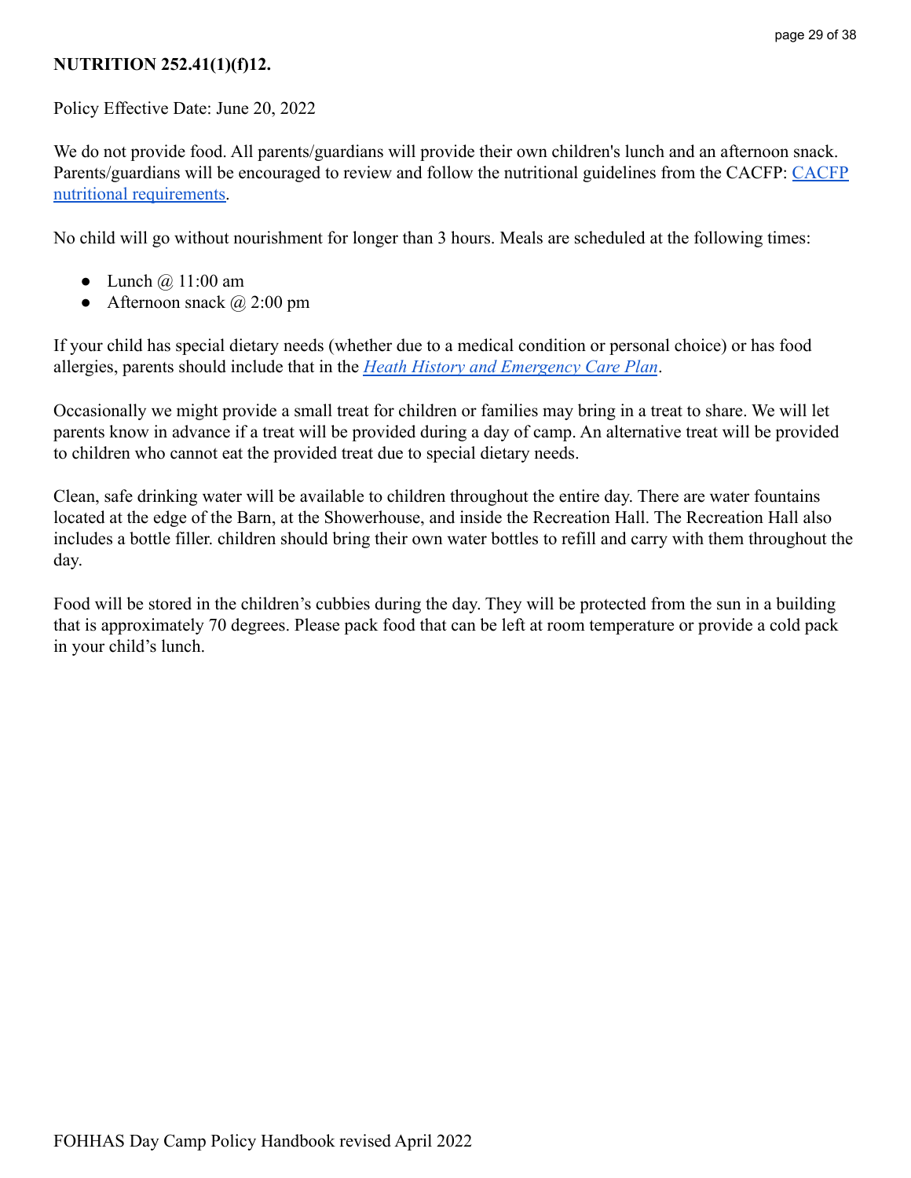**NUTRITION 252.41(1)(f)12.**

Policy Effective Date: June 20, 2022

We do not provide food. All parents/guardians will provide their own children's lunch and an afternoon snack. Parents/guardians will be encouraged to review and follow the nutritional guidelines from the CACFP: [CACFP nutritional requirements](#).

No child will go without nourishment for longer than 3 hours. Meals are scheduled at the following times:

- Lunch @ 11:00 am
- Afternoon snack @ 2:00 pm

If your child has special dietary needs (whether due to a medical condition or personal choice) or has food allergies, parents should include that in the *[Heath History and Emergency Care Plan](#)*.

Occasionally we might provide a small treat for children or families may bring in a treat to share. We will let parents know in advance if a treat will be provided during a day of camp. An alternative treat will be provided to children who cannot eat the provided treat due to special dietary needs.

Clean, safe drinking water will be available to children throughout the entire day. There are water fountains located at the edge of the Barn, at the Showerhouse, and inside the Recreation Hall. The Recreation Hall also includes a bottle filler. children should bring their own water bottles to refill and carry with them throughout the day.

Food will be stored in the children's cubbies during the day. They will be protected from the sun in a building that is approximately 70 degrees. Please pack food that can be left at room temperature or provide a cold pack in your child's lunch.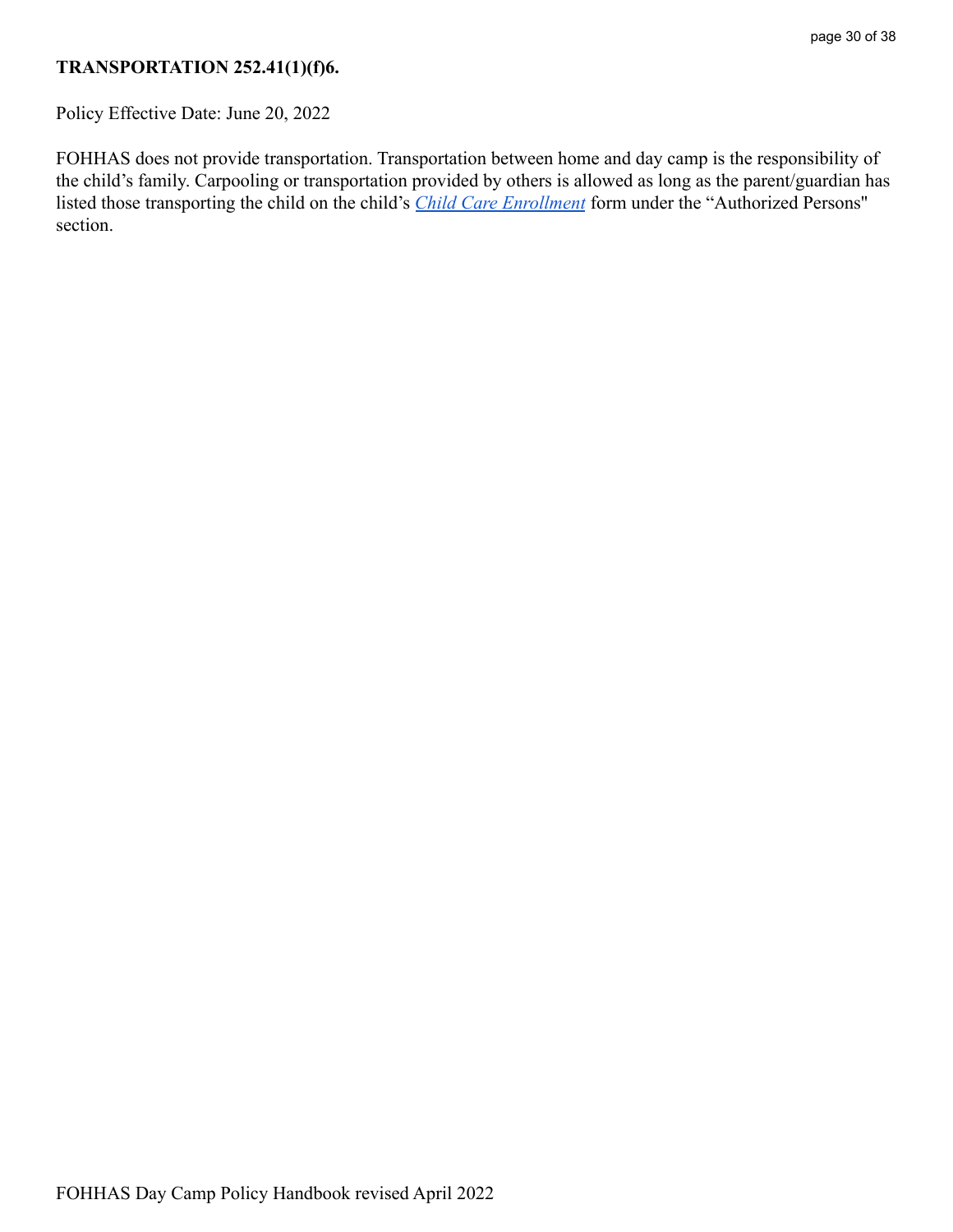## TRANSPORTATION 252.41(1)(f)6.

Policy Effective Date: June 20, 2022

FOHHAS does not provide transportation. Transportation between home and day camp is the responsibility of the child's family. Carpooling or transportation provided by others is allowed as long as the parent/guardian has listed those transporting the child on the child's *Child Care Enrollment* form under the "Authorized Persons" section.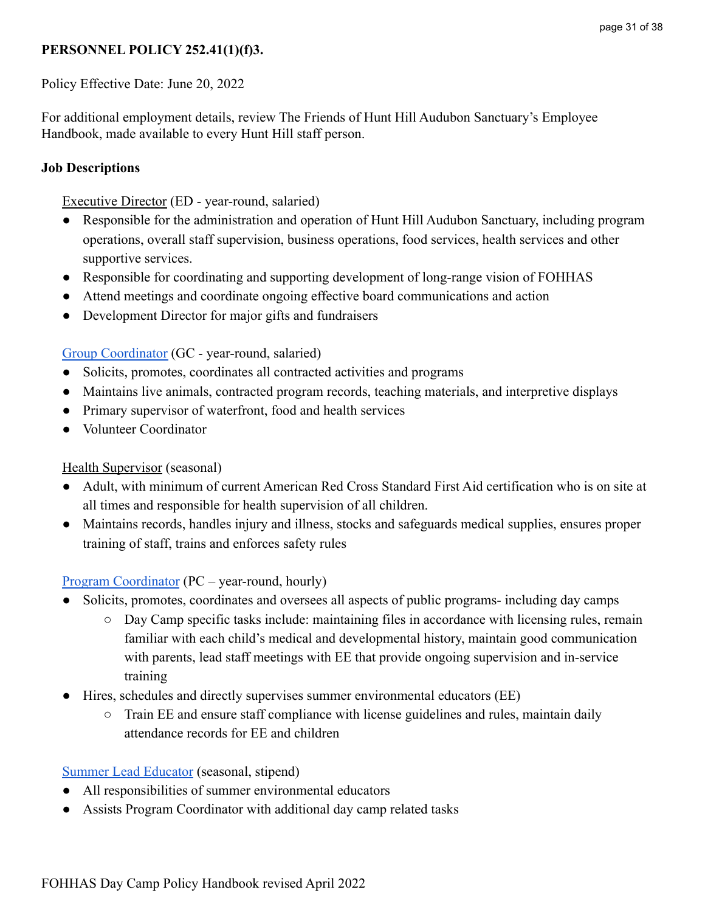**PERSONNEL POLICY 252.41(1)(f)3.**

Policy Effective Date: June 20, 2022

For additional employment details, review The Friends of Hunt Hill Audubon Sanctuary's Employee Handbook, made available to every Hunt Hill staff person.

**Job Descriptions**

Executive Director (ED - year-round, salaried)

- Responsible for the administration and operation of Hunt Hill Audubon Sanctuary, including program operations, overall staff supervision, business operations, food services, health services and other supportive services.
- Responsible for coordinating and supporting development of long-range vision of FOHHAS
- Attend meetings and coordinate ongoing effective board communications and action
- Development Director for major gifts and fundraisers

Group Coordinator (GC - year-round, salaried)

- Solicits, promotes, coordinates all contracted activities and programs
- Maintains live animals, contracted program records, teaching materials, and interpretive displays
- Primary supervisor of waterfront, food and health services
- Volunteer Coordinator

Health Supervisor (seasonal)

- Adult, with minimum of current American Red Cross Standard First Aid certification who is on site at all times and responsible for health supervision of all children.
- Maintains records, handles injury and illness, stocks and safeguards medical supplies, ensures proper training of staff, trains and enforces safety rules

Program Coordinator (PC – year-round, hourly)

- Solicits, promotes, coordinates and oversees all aspects of public programs- including day camps
  - Day Camp specific tasks include: maintaining files in accordance with licensing rules, remain familiar with each child's medical and developmental history, maintain good communication with parents, lead staff meetings with EE that provide ongoing supervision and in-service training
- Hires, schedules and directly supervises summer environmental educators (EE)
  - Train EE and ensure staff compliance with license guidelines and rules, maintain daily attendance records for EE and children

Summer Lead Educator (seasonal, stipend)

- All responsibilities of summer environmental educators
- Assists Program Coordinator with additional day camp related tasks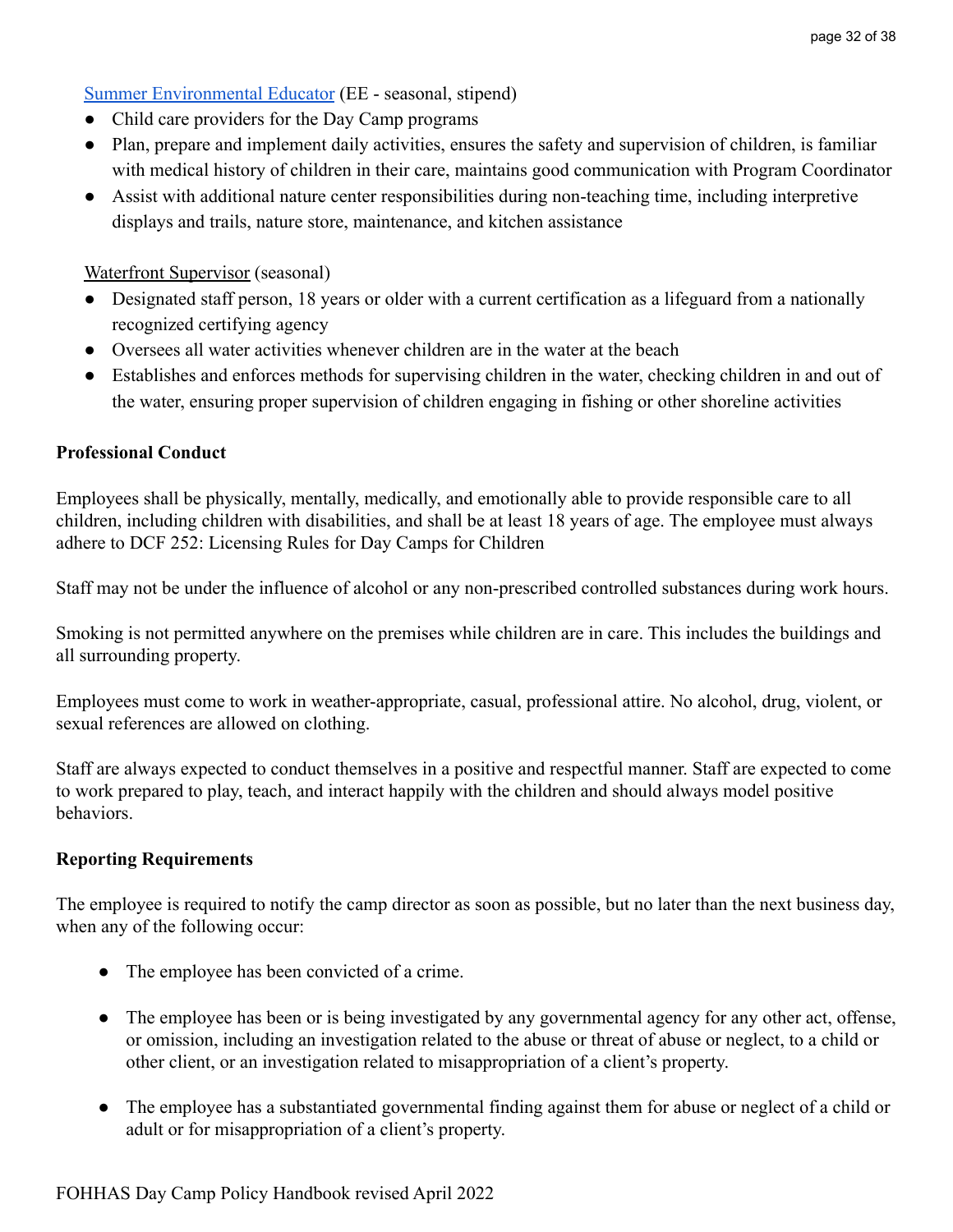Summer Environmental Educator (EE - seasonal, stipend)

- Child care providers for the Day Camp programs
- Plan, prepare and implement daily activities, ensures the safety and supervision of children, is familiar with medical history of children in their care, maintains good communication with Program Coordinator
- Assist with additional nature center responsibilities during non-teaching time, including interpretive displays and trails, nature store, maintenance, and kitchen assistance

Waterfront Supervisor (seasonal)

- Designated staff person, 18 years or older with a current certification as a lifeguard from a nationally recognized certifying agency
- Oversees all water activities whenever children are in the water at the beach
- Establishes and enforces methods for supervising children in the water, checking children in and out of the water, ensuring proper supervision of children engaging in fishing or other shoreline activities

**Professional Conduct**

Employees shall be physically, mentally, medically, and emotionally able to provide responsible care to all children, including children with disabilities, and shall be at least 18 years of age. The employee must always adhere to DCF 252: Licensing Rules for Day Camps for Children

Staff may not be under the influence of alcohol or any non-prescribed controlled substances during work hours.

Smoking is not permitted anywhere on the premises while children are in care. This includes the buildings and all surrounding property.

Employees must come to work in weather-appropriate, casual, professional attire. No alcohol, drug, violent, or sexual references are allowed on clothing.

Staff are always expected to conduct themselves in a positive and respectful manner. Staff are expected to come to work prepared to play, teach, and interact happily with the children and should always model positive behaviors.

**Reporting Requirements**

The employee is required to notify the camp director as soon as possible, but no later than the next business day, when any of the following occur:

- The employee has been convicted of a crime.
- The employee has been or is being investigated by any governmental agency for any other act, offense, or omission, including an investigation related to the abuse or threat of abuse or neglect, to a child or other client, or an investigation related to misappropriation of a client's property.
- The employee has a substantiated governmental finding against them for abuse or neglect of a child or adult or for misappropriation of a client's property.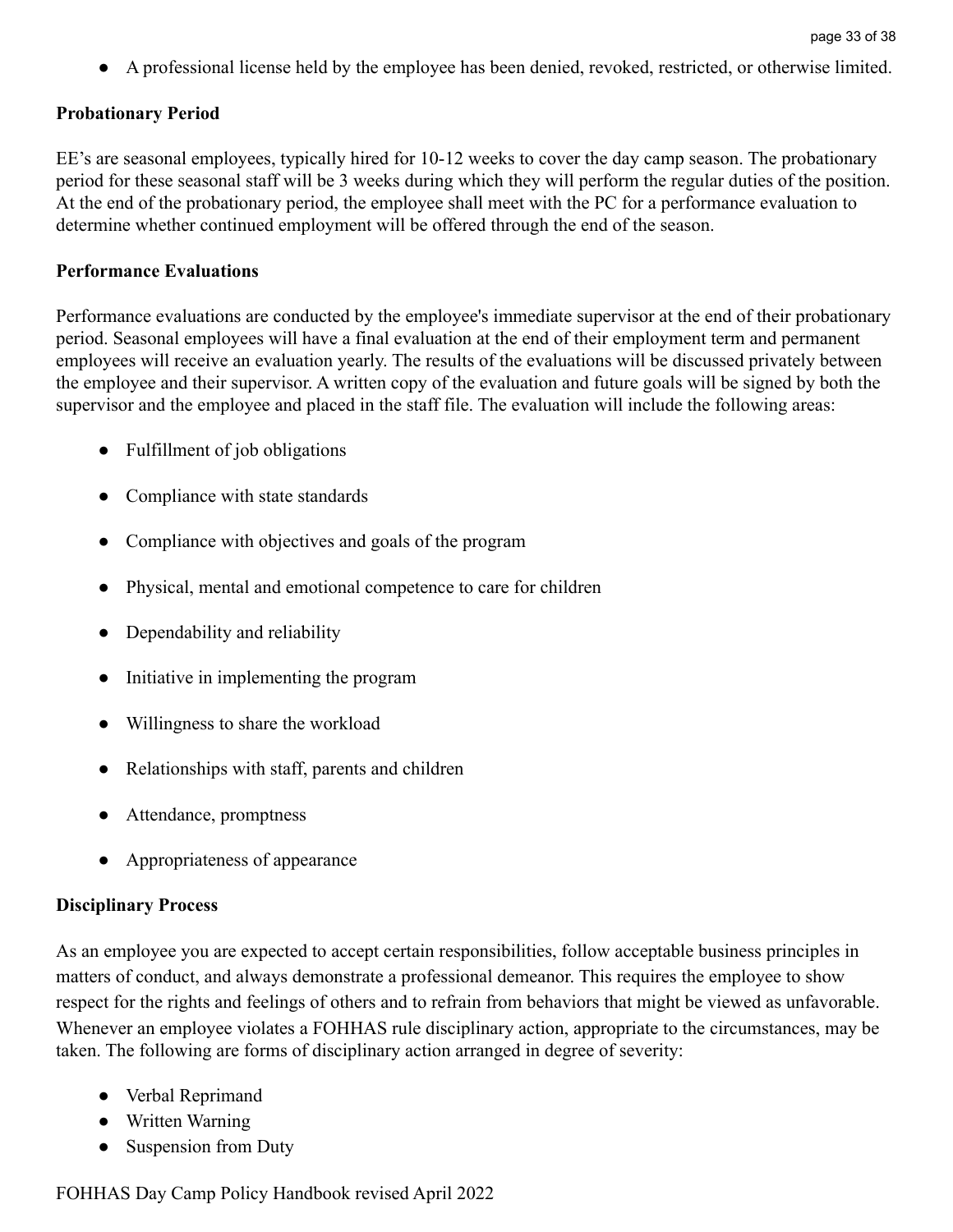- A professional license held by the employee has been denied, revoked, restricted, or otherwise limited.

**Probationary Period**

EE's are seasonal employees, typically hired for 10-12 weeks to cover the day camp season. The probationary period for these seasonal staff will be 3 weeks during which they will perform the regular duties of the position. At the end of the probationary period, the employee shall meet with the PC for a performance evaluation to determine whether continued employment will be offered through the end of the season.

**Performance Evaluations**

Performance evaluations are conducted by the employee's immediate supervisor at the end of their probationary period. Seasonal employees will have a final evaluation at the end of their employment term and permanent employees will receive an evaluation yearly. The results of the evaluations will be discussed privately between the employee and their supervisor. A written copy of the evaluation and future goals will be signed by both the supervisor and the employee and placed in the staff file. The evaluation will include the following areas:

- Fulfillment of job obligations
- Compliance with state standards
- Compliance with objectives and goals of the program
- Physical, mental and emotional competence to care for children
- Dependability and reliability
- Initiative in implementing the program
- Willingness to share the workload
- Relationships with staff, parents and children
- Attendance, promptness
- Appropriateness of appearance

**Disciplinary Process**

As an employee you are expected to accept certain responsibilities, follow acceptable business principles in matters of conduct, and always demonstrate a professional demeanor. This requires the employee to show respect for the rights and feelings of others and to refrain from behaviors that might be viewed as unfavorable. Whenever an employee violates a FOHHAS rule disciplinary action, appropriate to the circumstances, may be taken. The following are forms of disciplinary action arranged in degree of severity:

- Verbal Reprimand
- Written Warning
- Suspension from Duty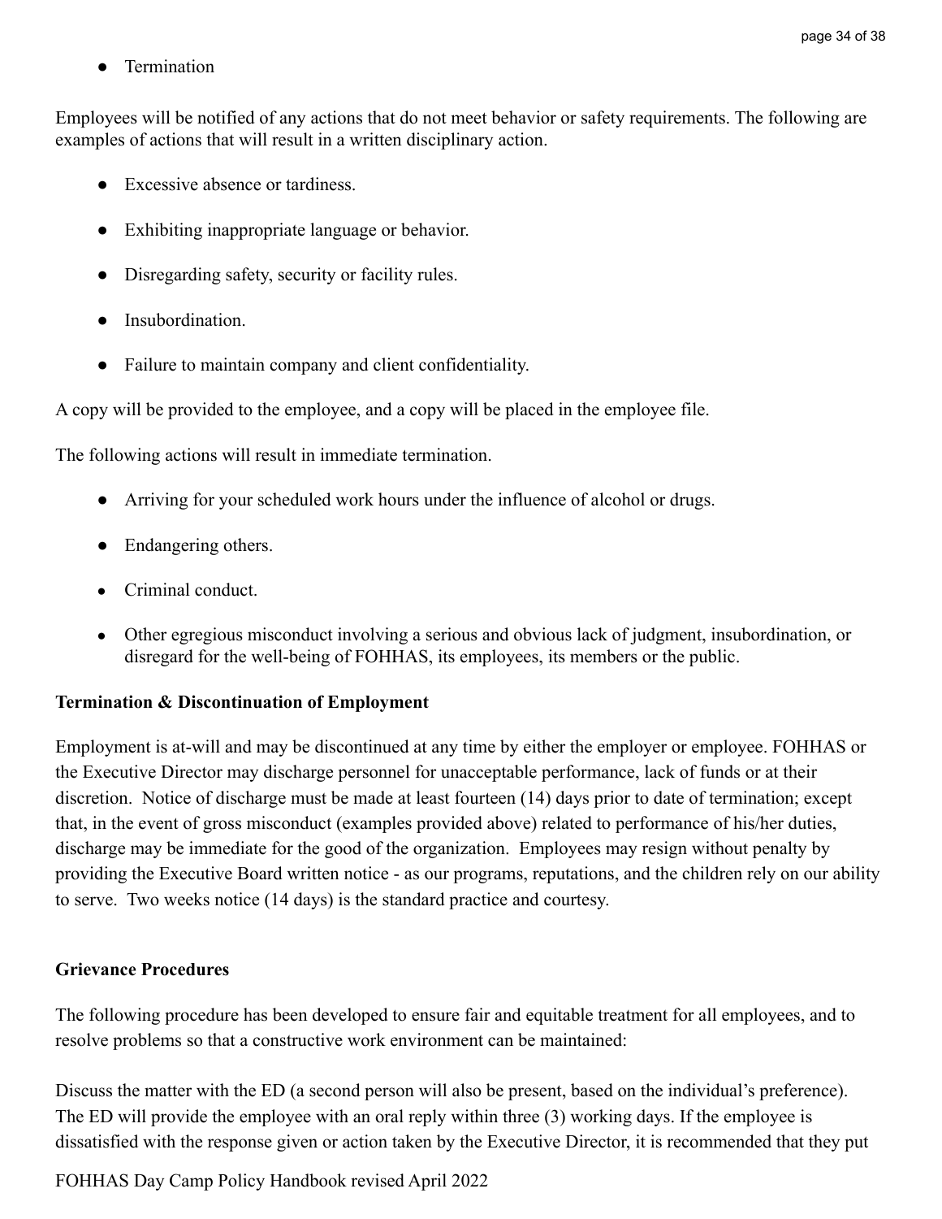- Termination

Employees will be notified of any actions that do not meet behavior or safety requirements. The following are examples of actions that will result in a written disciplinary action.

- Excessive absence or tardiness.
- Exhibiting inappropriate language or behavior.
- Disregarding safety, security or facility rules.
- Insubordination.
- Failure to maintain company and client confidentiality.

A copy will be provided to the employee, and a copy will be placed in the employee file.

The following actions will result in immediate termination.

- Arriving for your scheduled work hours under the influence of alcohol or drugs.
- Endangering others.
- Criminal conduct.
- Other egregious misconduct involving a serious and obvious lack of judgment, insubordination, or disregard for the well-being of FOHHAS, its employees, its members or the public.

**Termination & Discontinuation of Employment**

Employment is at-will and may be discontinued at any time by either the employer or employee. FOHHAS or the Executive Director may discharge personnel for unacceptable performance, lack of funds or at their discretion. Notice of discharge must be made at least fourteen (14) days prior to date of termination; except that, in the event of gross misconduct (examples provided above) related to performance of his/her duties, discharge may be immediate for the good of the organization. Employees may resign without penalty by providing the Executive Board written notice - as our programs, reputations, and the children rely on our ability to serve. Two weeks notice (14 days) is the standard practice and courtesy.

**Grievance Procedures**

The following procedure has been developed to ensure fair and equitable treatment for all employees, and to resolve problems so that a constructive work environment can be maintained:

Discuss the matter with the ED (a second person will also be present, based on the individual's preference). The ED will provide the employee with an oral reply within three (3) working days. If the employee is dissatisfied with the response given or action taken by the Executive Director, it is recommended that they put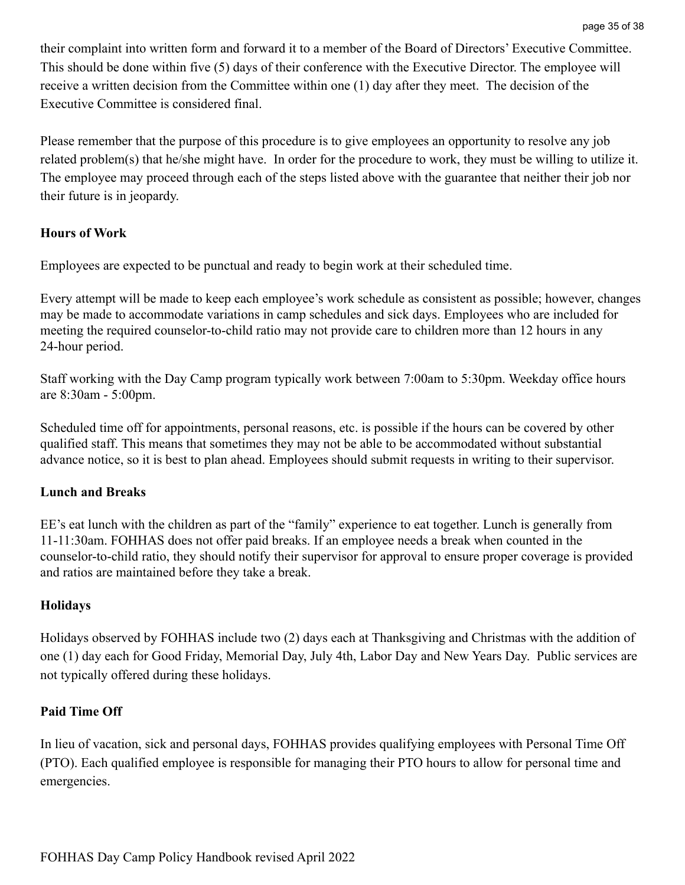their complaint into written form and forward it to a member of the Board of Directors' Executive Committee. This should be done within five (5) days of their conference with the Executive Director. The employee will receive a written decision from the Committee within one (1) day after they meet. The decision of the Executive Committee is considered final.

Please remember that the purpose of this procedure is to give employees an opportunity to resolve any job related problem(s) that he/she might have. In order for the procedure to work, they must be willing to utilize it. The employee may proceed through each of the steps listed above with the guarantee that neither their job nor their future is in jeopardy.

**Hours of Work**

Employees are expected to be punctual and ready to begin work at their scheduled time.

Every attempt will be made to keep each employee's work schedule as consistent as possible; however, changes may be made to accommodate variations in camp schedules and sick days. Employees who are included for meeting the required counselor-to-child ratio may not provide care to children more than 12 hours in any 24-hour period.

Staff working with the Day Camp program typically work between 7:00am to 5:30pm. Weekday office hours are 8:30am - 5:00pm.

Scheduled time off for appointments, personal reasons, etc. is possible if the hours can be covered by other qualified staff. This means that sometimes they may not be able to be accommodated without substantial advance notice, so it is best to plan ahead. Employees should submit requests in writing to their supervisor.

**Lunch and Breaks**

EE's eat lunch with the children as part of the "family" experience to eat together. Lunch is generally from 11-11:30am. FOHHAS does not offer paid breaks. If an employee needs a break when counted in the counselor-to-child ratio, they should notify their supervisor for approval to ensure proper coverage is provided and ratios are maintained before they take a break.

**Holidays**

Holidays observed by FOHHAS include two (2) days each at Thanksgiving and Christmas with the addition of one (1) day each for Good Friday, Memorial Day, July 4th, Labor Day and New Years Day. Public services are not typically offered during these holidays.

**Paid Time Off**

In lieu of vacation, sick and personal days, FOHHAS provides qualifying employees with Personal Time Off (PTO). Each qualified employee is responsible for managing their PTO hours to allow for personal time and emergencies.

FOHHAS Day Camp Policy Handbook revised April 2022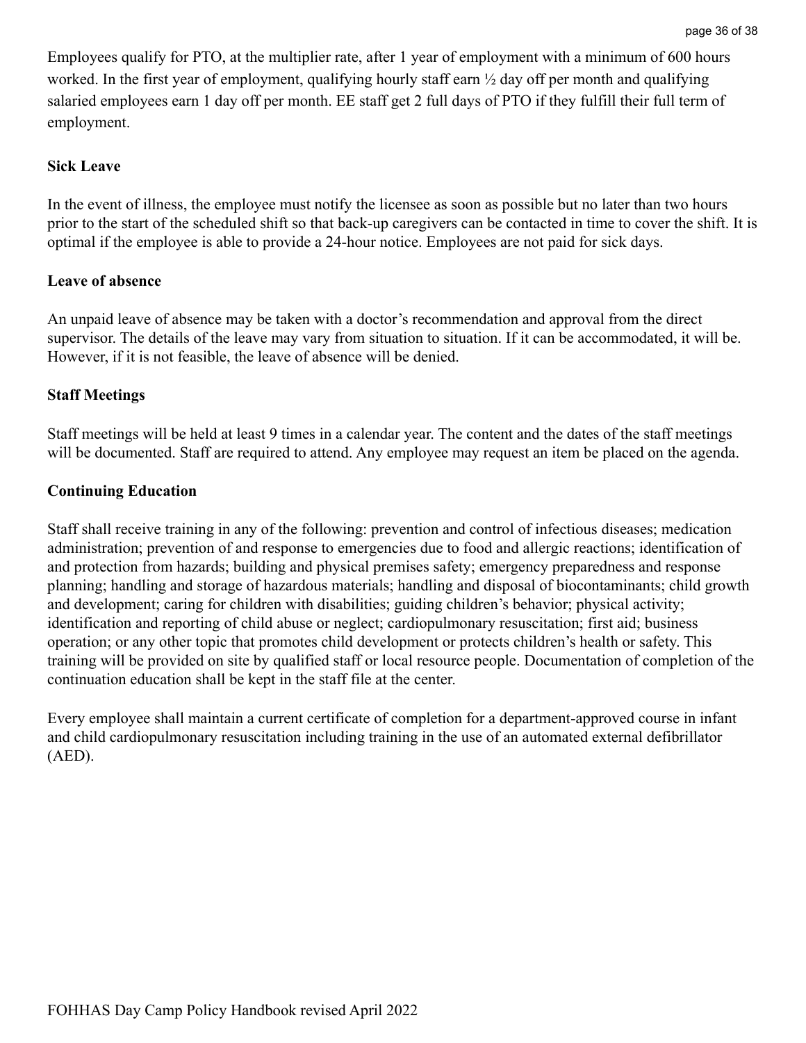Employees qualify for PTO, at the multiplier rate, after 1 year of employment with a minimum of 600 hours worked. In the first year of employment, qualifying hourly staff earn ½ day off per month and qualifying salaried employees earn 1 day off per month. EE staff get 2 full days of PTO if they fulfill their full term of employment.

**Sick Leave**

In the event of illness, the employee must notify the licensee as soon as possible but no later than two hours prior to the start of the scheduled shift so that back-up caregivers can be contacted in time to cover the shift. It is optimal if the employee is able to provide a 24-hour notice. Employees are not paid for sick days.

**Leave of absence**

An unpaid leave of absence may be taken with a doctor's recommendation and approval from the direct supervisor. The details of the leave may vary from situation to situation. If it can be accommodated, it will be. However, if it is not feasible, the leave of absence will be denied.

**Staff Meetings**

Staff meetings will be held at least 9 times in a calendar year. The content and the dates of the staff meetings will be documented. Staff are required to attend. Any employee may request an item be placed on the agenda.

**Continuing Education**

Staff shall receive training in any of the following: prevention and control of infectious diseases; medication administration; prevention of and response to emergencies due to food and allergic reactions; identification of and protection from hazards; building and physical premises safety; emergency preparedness and response planning; handling and storage of hazardous materials; handling and disposal of biocontaminants; child growth and development; caring for children with disabilities; guiding children's behavior; physical activity; identification and reporting of child abuse or neglect; cardiopulmonary resuscitation; first aid; business operation; or any other topic that promotes child development or protects children's health or safety. This training will be provided on site by qualified staff or local resource people. Documentation of completion of the continuation education shall be kept in the staff file at the center.

Every employee shall maintain a current certificate of completion for a department-approved course in infant and child cardiopulmonary resuscitation including training in the use of an automated external defibrillator (AED).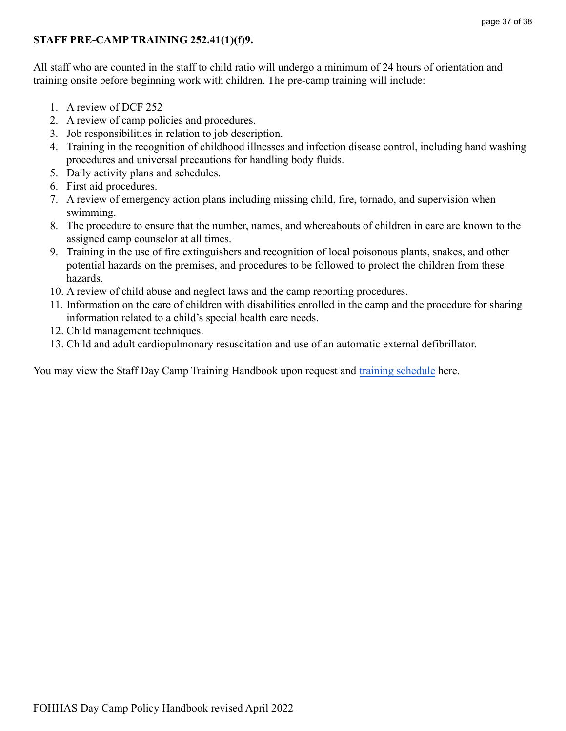**STAFF PRE-CAMP TRAINING 252.41(1)(f)9.**

All staff who are counted in the staff to child ratio will undergo a minimum of 24 hours of orientation and training onsite before beginning work with children. The pre-camp training will include:

1. A review of DCF 252
2. A review of camp policies and procedures.
3. Job responsibilities in relation to job description.
4. Training in the recognition of childhood illnesses and infection disease control, including hand washing procedures and universal precautions for handling body fluids.
5. Daily activity plans and schedules.
6. First aid procedures.
7. A review of emergency action plans including missing child, fire, tornado, and supervision when swimming.
8. The procedure to ensure that the number, names, and whereabouts of children in care are known to the assigned camp counselor at all times.
9. Training in the use of fire extinguishers and recognition of local poisonous plants, snakes, and other potential hazards on the premises, and procedures to be followed to protect the children from these hazards.
10. A review of child abuse and neglect laws and the camp reporting procedures.
11. Information on the care of children with disabilities enrolled in the camp and the procedure for sharing information related to a child's special health care needs.
12. Child management techniques.
13. Child and adult cardiopulmonary resuscitation and use of an automatic external defibrillator.

You may view the Staff Day Camp Training Handbook upon request and training schedule here.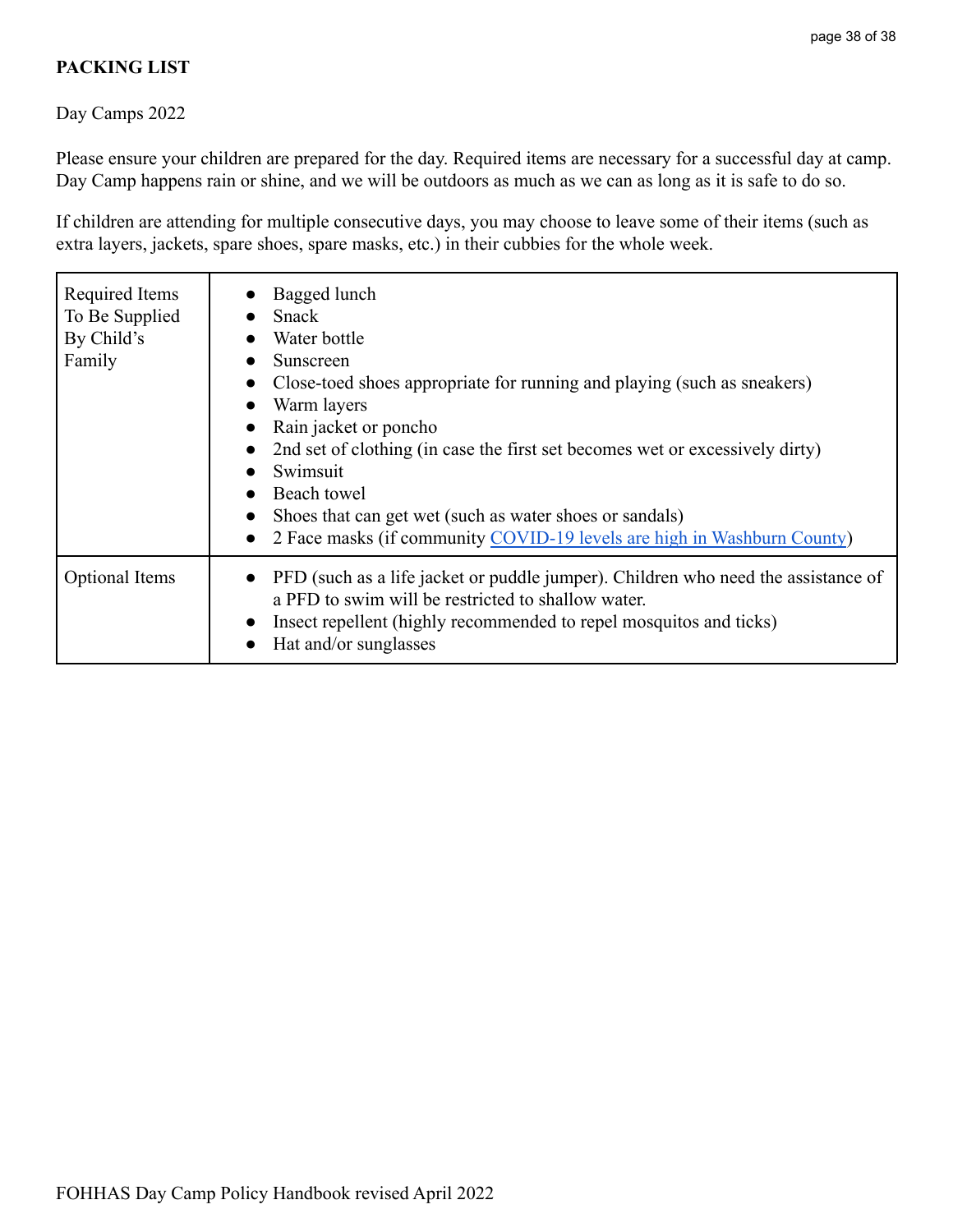**PACKING LIST**

Day Camps 2022

Please ensure your children are prepared for the day. Required items are necessary for a successful day at camp. Day Camp happens rain or shine, and we will be outdoors as much as we can as long as it is safe to do so.

If children are attending for multiple consecutive days, you may choose to leave some of their items (such as extra layers, jackets, spare shoes, spare masks, etc.) in their cubbies for the whole week.

| | |
|---|---|
| Required Items To Be Supplied By Child's Family | • Bagged lunch<br>• Snack<br>• Water bottle<br>• Sunscreen<br>• Close-toed shoes appropriate for running and playing (such as sneakers)<br>• Warm layers<br>• Rain jacket or poncho<br>• 2nd set of clothing (in case the first set becomes wet or excessively dirty)<br>• Swimsuit<br>• Beach towel<br>• Shoes that can get wet (such as water shoes or sandals)<br>• 2 Face masks (if community COVID-19 levels are high in Washburn County) |
| Optional Items | • PFD (such as a life jacket or puddle jumper). Children who need the assistance of a PFD to swim will be restricted to shallow water.<br>• Insect repellent (highly recommended to repel mosquitos and ticks)<br>• Hat and/or sunglasses |

FOHHAS Day Camp Policy Handbook revised April 2022